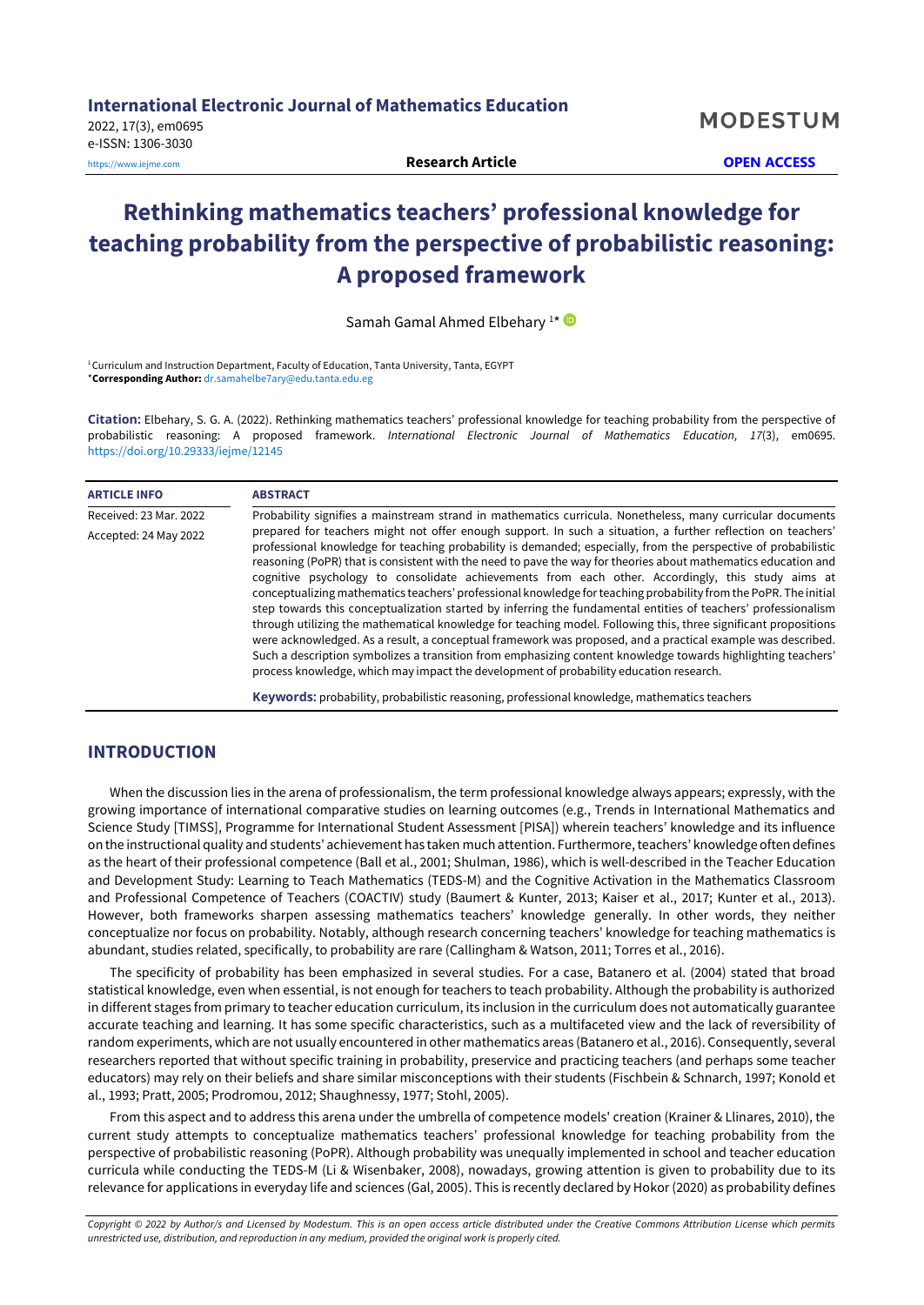International Electronic Journal of Mathematics Education

2022, 17(3), em0695

e-ISSN: 1306-3030

https://www.iejme.com

**Research Article** **OPEN ACCESS**

# Rethinking mathematics teachers' professional knowledge for teaching probability from the perspective of probabilistic reasoning: A proposed framework

Samah Gamal Ahmed Elbehary [1]*

[1] Curriculum and Instruction Department, Faculty of Education, Tanta University, Tanta, EGYPT

***Corresponding Author:** dr.samahelbe7ary@edu.tanta.edu.eg

**Citation:** Elbehary, S. G. A. (2022). Rethinking mathematics teachers' professional knowledge for teaching probability from the perspective of probabilistic reasoning: A proposed framework. *International Electronic Journal of Mathematics Education, 17*(3), em0695. https://doi.org/10.29333/iejme/12145

**ARTICLE INFO**

Received: 23 Mar. 2022

Accepted: 24 May 2022

**ABSTRACT**

Probability signifies a mainstream strand in mathematics curricula. Nonetheless, many curricular documents prepared for teachers might not offer enough support. In such a situation, a further reflection on teachers' professional knowledge for teaching probability is demanded; especially, from the perspective of probabilistic reasoning (PoPR) that is consistent with the need to pave the way for theories about mathematics education and cognitive psychology to consolidate achievements from each other. Accordingly, this study aims at conceptualizing mathematics teachers' professional knowledge for teaching probability from the PoPR. The initial step towards this conceptualization started by inferring the fundamental entities of teachers' professionalism through utilizing the mathematical knowledge for teaching model. Following this, three significant propositions were acknowledged. As a result, a conceptual framework was proposed, and a practical example was described. Such a description symbolizes a transition from emphasizing content knowledge towards highlighting teachers' process knowledge, which may impact the development of probability education research.

**Keywords:** probability, probabilistic reasoning, professional knowledge, mathematics teachers

## INTRODUCTION

When the discussion lies in the arena of professionalism, the term professional knowledge always appears; expressly, with the growing importance of international comparative studies on learning outcomes (e.g., Trends in International Mathematics and Science Study [TIMSS], Programme for International Student Assessment [PISA]) wherein teachers' knowledge and its influence on the instructional quality and students' achievement has taken much attention. Furthermore, teachers' knowledge often defines as the heart of their professional competence (Ball et al., 2001; Shulman, 1986), which is well-described in the Teacher Education and Development Study: Learning to Teach Mathematics (TEDS-M) and the Cognitive Activation in the Mathematics Classroom and Professional Competence of Teachers (COACTIV) study (Baumert & Kunter, 2013; Kaiser et al., 2017; Kunter et al., 2013). However, both frameworks sharpen assessing mathematics teachers' knowledge generally. In other words, they neither conceptualize nor focus on probability. Notably, although research concerning teachers' knowledge for teaching mathematics is abundant, studies related, specifically, to probability are rare (Callingham & Watson, 2011; Torres et al., 2016).

The specificity of probability has been emphasized in several studies. For a case, Batanero et al. (2004) stated that broad statistical knowledge, even when essential, is not enough for teachers to teach probability. Although the probability is authorized in different stages from primary to teacher education curriculum, its inclusion in the curriculum does not automatically guarantee accurate teaching and learning. It has some specific characteristics, such as a multifaceted view and the lack of reversibility of random experiments, which are not usually encountered in other mathematics areas (Batanero et al., 2016). Consequently, several researchers reported that without specific training in probability, preservice and practicing teachers (and perhaps some teacher educators) may rely on their beliefs and share similar misconceptions with their students (Fischbein & Schnarch, 1997; Konold et al., 1993; Pratt, 2005; Prodromou, 2012; Shaughnessy, 1977; Stohl, 2005).

From this aspect and to address this arena under the umbrella of competence models' creation (Krainer & Llinares, 2010), the current study attempts to conceptualize mathematics teachers' professional knowledge for teaching probability from the perspective of probabilistic reasoning (PoPR). Although probability was unequally implemented in school and teacher education curricula while conducting the TEDS-M (Li & Wisenbaker, 2008), nowadays, growing attention is given to probability due to its relevance for applications in everyday life and sciences (Gal, 2005). This is recently declared by Hokor (2020) as probability defines

*Copyright © 2022 by Author/s and Licensed by Modestum. This is an open access article distributed under the Creative Commons Attribution License which permits unrestricted use, distribution, and reproduction in any medium, provided the original work is properly cited.*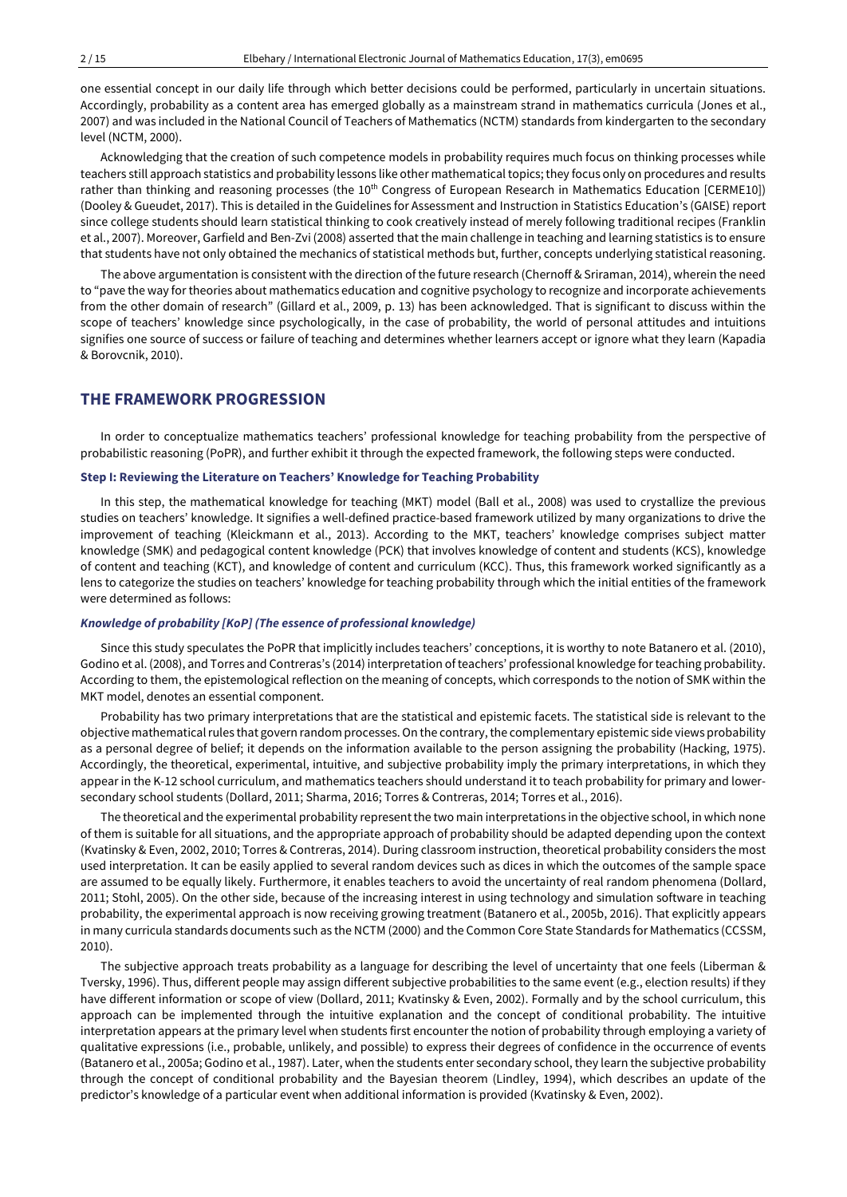one essential concept in our daily life through which better decisions could be performed, particularly in uncertain situations. Accordingly, probability as a content area has emerged globally as a mainstream strand in mathematics curricula (Jones et al., 2007) and was included in the National Council of Teachers of Mathematics (NCTM) standards from kindergarten to the secondary level (NCTM, 2000).

Acknowledging that the creation of such competence models in probability requires much focus on thinking processes while teachers still approach statistics and probability lessons like other mathematical topics; they focus only on procedures and results rather than thinking and reasoning processes (the 10th Congress of European Research in Mathematics Education [CERME10]) (Dooley & Gueudet, 2017). This is detailed in the Guidelines for Assessment and Instruction in Statistics Education's (GAISE) report since college students should learn statistical thinking to cook creatively instead of merely following traditional recipes (Franklin et al., 2007). Moreover, Garfield and Ben-Zvi (2008) asserted that the main challenge in teaching and learning statistics is to ensure that students have not only obtained the mechanics of statistical methods but, further, concepts underlying statistical reasoning.

The above argumentation is consistent with the direction of the future research (Chernoff & Sriraman, 2014), wherein the need to "pave the way for theories about mathematics education and cognitive psychology to recognize and incorporate achievements from the other domain of research" (Gillard et al., 2009, p. 13) has been acknowledged. That is significant to discuss within the scope of teachers' knowledge since psychologically, in the case of probability, the world of personal attitudes and intuitions signifies one source of success or failure of teaching and determines whether learners accept or ignore what they learn (Kapadia & Borovcnik, 2010).

## THE FRAMEWORK PROGRESSION

In order to conceptualize mathematics teachers' professional knowledge for teaching probability from the perspective of probabilistic reasoning (PoPR), and further exhibit it through the expected framework, the following steps were conducted.

### Step I: Reviewing the Literature on Teachers' Knowledge for Teaching Probability

In this step, the mathematical knowledge for teaching (MKT) model (Ball et al., 2008) was used to crystallize the previous studies on teachers' knowledge. It signifies a well-defined practice-based framework utilized by many organizations to drive the improvement of teaching (Kleickmann et al., 2013). According to the MKT, teachers' knowledge comprises subject matter knowledge (SMK) and pedagogical content knowledge (PCK) that involves knowledge of content and students (KCS), knowledge of content and teaching (KCT), and knowledge of content and curriculum (KCC). Thus, this framework worked significantly as a lens to categorize the studies on teachers' knowledge for teaching probability through which the initial entities of the framework were determined as follows:

#### *Knowledge of probability [KoP] (The essence of professional knowledge)*

Since this study speculates the PoPR that implicitly includes teachers' conceptions, it is worthy to note Batanero et al. (2010), Godino et al. (2008), and Torres and Contreras's (2014) interpretation of teachers' professional knowledge for teaching probability. According to them, the epistemological reflection on the meaning of concepts, which corresponds to the notion of SMK within the MKT model, denotes an essential component.

Probability has two primary interpretations that are the statistical and epistemic facets. The statistical side is relevant to the objective mathematical rules that govern random processes. On the contrary, the complementary epistemic side views probability as a personal degree of belief; it depends on the information available to the person assigning the probability (Hacking, 1975). Accordingly, the theoretical, experimental, intuitive, and subjective probability imply the primary interpretations, in which they appear in the K-12 school curriculum, and mathematics teachers should understand it to teach probability for primary and lower-secondary school students (Dollard, 2011; Sharma, 2016; Torres & Contreras, 2014; Torres et al., 2016).

The theoretical and the experimental probability represent the two main interpretations in the objective school, in which none of them is suitable for all situations, and the appropriate approach of probability should be adapted depending upon the context (Kvatinsky & Even, 2002, 2010; Torres & Contreras, 2014). During classroom instruction, theoretical probability considers the most used interpretation. It can be easily applied to several random devices such as dices in which the outcomes of the sample space are assumed to be equally likely. Furthermore, it enables teachers to avoid the uncertainty of real random phenomena (Dollard, 2011; Stohl, 2005). On the other side, because of the increasing interest in using technology and simulation software in teaching probability, the experimental approach is now receiving growing treatment (Batanero et al., 2005b, 2016). That explicitly appears in many curricula standards documents such as the NCTM (2000) and the Common Core State Standards for Mathematics (CCSSM, 2010).

The subjective approach treats probability as a language for describing the level of uncertainty that one feels (Liberman & Tversky, 1996). Thus, different people may assign different subjective probabilities to the same event (e.g., election results) if they have different information or scope of view (Dollard, 2011; Kvatinsky & Even, 2002). Formally and by the school curriculum, this approach can be implemented through the intuitive explanation and the concept of conditional probability. The intuitive interpretation appears at the primary level when students first encounter the notion of probability through employing a variety of qualitative expressions (i.e., probable, unlikely, and possible) to express their degrees of confidence in the occurrence of events (Batanero et al., 2005a; Godino et al., 1987). Later, when the students enter secondary school, they learn the subjective probability through the concept of conditional probability and the Bayesian theorem (Lindley, 1994), which describes an update of the predictor's knowledge of a particular event when additional information is provided (Kvatinsky & Even, 2002).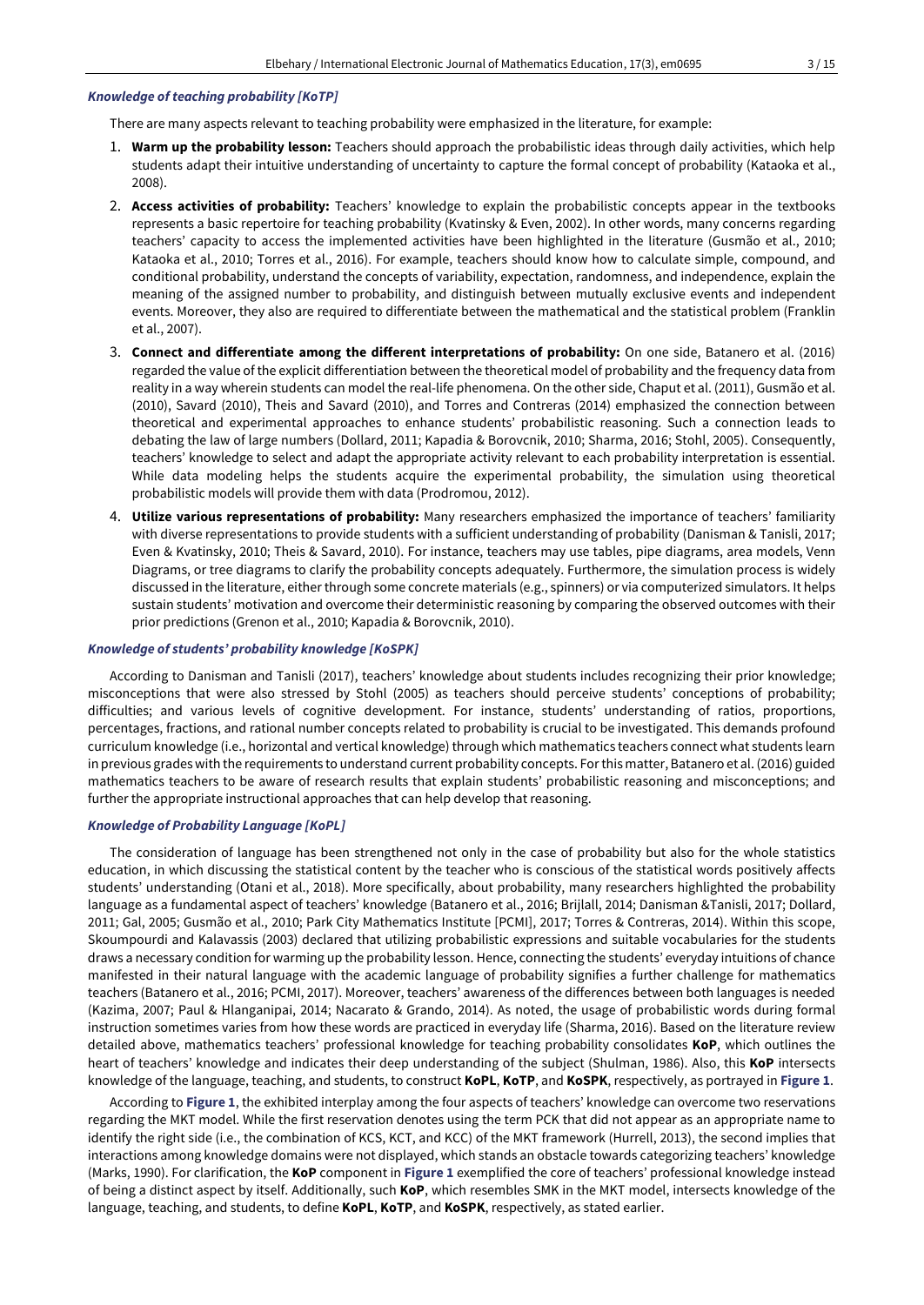### *Knowledge of teaching probability [KoTP]*

There are many aspects relevant to teaching probability were emphasized in the literature, for example:

1. **Warm up the probability lesson:** Teachers should approach the probabilistic ideas through daily activities, which help students adapt their intuitive understanding of uncertainty to capture the formal concept of probability (Kataoka et al., 2008).
2. **Access activities of probability:** Teachers' knowledge to explain the probabilistic concepts appear in the textbooks represents a basic repertoire for teaching probability (Kvatinsky & Even, 2002). In other words, many concerns regarding teachers' capacity to access the implemented activities have been highlighted in the literature (Gusmão et al., 2010; Kataoka et al., 2010; Torres et al., 2016). For example, teachers should know how to calculate simple, compound, and conditional probability, understand the concepts of variability, expectation, randomness, and independence, explain the meaning of the assigned number to probability, and distinguish between mutually exclusive events and independent events. Moreover, they also are required to differentiate between the mathematical and the statistical problem (Franklin et al., 2007).
3. **Connect and differentiate among the different interpretations of probability:** On one side, Batanero et al. (2016) regarded the value of the explicit differentiation between the theoretical model of probability and the frequency data from reality in a way wherein students can model the real-life phenomena. On the other side, Chaput et al. (2011), Gusmão et al. (2010), Savard (2010), Theis and Savard (2010), and Torres and Contreras (2014) emphasized the connection between theoretical and experimental approaches to enhance students' probabilistic reasoning. Such a connection leads to debating the law of large numbers (Dollard, 2011; Kapadia & Borovcnik, 2010; Sharma, 2016; Stohl, 2005). Consequently, teachers' knowledge to select and adapt the appropriate activity relevant to each probability interpretation is essential. While data modeling helps the students acquire the experimental probability, the simulation using theoretical probabilistic models will provide them with data (Prodromou, 2012).
4. **Utilize various representations of probability:** Many researchers emphasized the importance of teachers' familiarity with diverse representations to provide students with a sufficient understanding of probability (Danisman & Tanisli, 2017; Even & Kvatinsky, 2010; Theis & Savard, 2010). For instance, teachers may use tables, pipe diagrams, area models, Venn Diagrams, or tree diagrams to clarify the probability concepts adequately. Furthermore, the simulation process is widely discussed in the literature, either through some concrete materials (e.g., spinners) or via computerized simulators. It helps sustain students' motivation and overcome their deterministic reasoning by comparing the observed outcomes with their prior predictions (Grenon et al., 2010; Kapadia & Borovcnik, 2010).

### *Knowledge of students' probability knowledge [KoSPK]*

According to Danisman and Tanisli (2017), teachers' knowledge about students includes recognizing their prior knowledge; misconceptions that were also stressed by Stohl (2005) as teachers should perceive students' conceptions of probability; difficulties; and various levels of cognitive development. For instance, students' understanding of ratios, proportions, percentages, fractions, and rational number concepts related to probability is crucial to be investigated. This demands profound curriculum knowledge (i.e., horizontal and vertical knowledge) through which mathematics teachers connect what students learn in previous grades with the requirements to understand current probability concepts. For this matter, Batanero et al. (2016) guided mathematics teachers to be aware of research results that explain students' probabilistic reasoning and misconceptions; and further the appropriate instructional approaches that can help develop that reasoning.

### *Knowledge of Probability Language [KoPL]*

The consideration of language has been strengthened not only in the case of probability but also for the whole statistics education, in which discussing the statistical content by the teacher who is conscious of the statistical words positively affects students' understanding (Otani et al., 2018). More specifically, about probability, many researchers highlighted the probability language as a fundamental aspect of teachers' knowledge (Batanero et al., 2016; Brijlall, 2014; Danisman &Tanisli, 2017; Dollard, 2011; Gal, 2005; Gusmão et al., 2010; Park City Mathematics Institute [PCMI], 2017; Torres & Contreras, 2014). Within this scope, Skoumpourdi and Kalavassis (2003) declared that utilizing probabilistic expressions and suitable vocabularies for the students draws a necessary condition for warming up the probability lesson. Hence, connecting the students' everyday intuitions of chance manifested in their natural language with the academic language of probability signifies a further challenge for mathematics teachers (Batanero et al., 2016; PCMI, 2017). Moreover, teachers' awareness of the differences between both languages is needed (Kazima, 2007; Paul & Hlanganipai, 2014; Nacarato & Grando, 2014). As noted, the usage of probabilistic words during formal instruction sometimes varies from how these words are practiced in everyday life (Sharma, 2016). Based on the literature review detailed above, mathematics teachers' professional knowledge for teaching probability consolidates **KoP**, which outlines the heart of teachers' knowledge and indicates their deep understanding of the subject (Shulman, 1986). Also, this **KoP** intersects knowledge of the language, teaching, and students, to construct **KoPL**, **KoTP**, and **KoSPK**, respectively, as portrayed in **Figure 1**.

According to **Figure 1**, the exhibited interplay among the four aspects of teachers' knowledge can overcome two reservations regarding the MKT model. While the first reservation denotes using the term PCK that did not appear as an appropriate name to identify the right side (i.e., the combination of KCS, KCT, and KCC) of the MKT framework (Hurrell, 2013), the second implies that interactions among knowledge domains were not displayed, which stands an obstacle towards categorizing teachers' knowledge (Marks, 1990). For clarification, the **KoP** component in **Figure 1** exemplified the core of teachers' professional knowledge instead of being a distinct aspect by itself. Additionally, such **KoP**, which resembles SMK in the MKT model, intersects knowledge of the language, teaching, and students, to define **KoPL**, **KoTP**, and **KoSPK**, respectively, as stated earlier.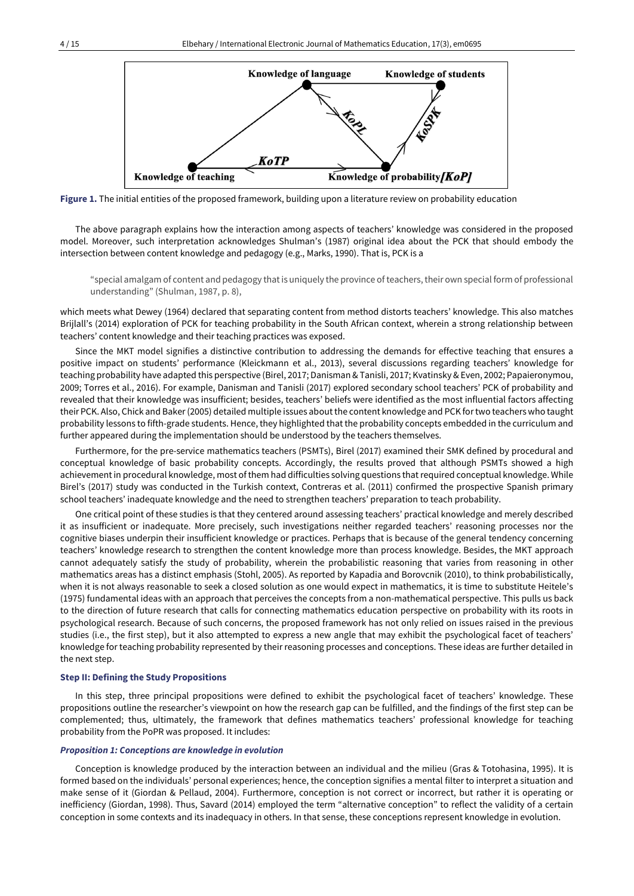Figure 1. The initial entities of the proposed framework, building upon a literature review on probability education

The above paragraph explains how the interaction among aspects of teachers' knowledge was considered in the proposed model. Moreover, such interpretation acknowledges Shulman's (1987) original idea about the PCK that should embody the intersection between content knowledge and pedagogy (e.g., Marks, 1990). That is, PCK is a

> "special amalgam of content and pedagogy that is uniquely the province of teachers, their own special form of professional understanding" (Shulman, 1987, p. 8),

which meets what Dewey (1964) declared that separating content from method distorts teachers' knowledge. This also matches Brijlall's (2014) exploration of PCK for teaching probability in the South African context, wherein a strong relationship between teachers' content knowledge and their teaching practices was exposed.

Since the MKT model signifies a distinctive contribution to addressing the demands for effective teaching that ensures a positive impact on students' performance (Kleickmann et al., 2013), several discussions regarding teachers' knowledge for teaching probability have adapted this perspective (Birel, 2017; Danisman & Tanisli, 2017; Kvatinsky & Even, 2002; Papaieronymou, 2009; Torres et al., 2016). For example, Danisman and Tanisli (2017) explored secondary school teachers' PCK of probability and revealed that their knowledge was insufficient; besides, teachers' beliefs were identified as the most influential factors affecting their PCK. Also, Chick and Baker (2005) detailed multiple issues about the content knowledge and PCK for two teachers who taught probability lessons to fifth-grade students. Hence, they highlighted that the probability concepts embedded in the curriculum and further appeared during the implementation should be understood by the teachers themselves.

Furthermore, for the pre-service mathematics teachers (PSMTs), Birel (2017) examined their SMK defined by procedural and conceptual knowledge of basic probability concepts. Accordingly, the results proved that although PSMTs showed a high achievement in procedural knowledge, most of them had difficulties solving questions that required conceptual knowledge. While Birel's (2017) study was conducted in the Turkish context, Contreras et al. (2011) confirmed the prospective Spanish primary school teachers' inadequate knowledge and the need to strengthen teachers' preparation to teach probability.

One critical point of these studies is that they centered around assessing teachers' practical knowledge and merely described it as insufficient or inadequate. More precisely, such investigations neither regarded teachers' reasoning processes nor the cognitive biases underpin their insufficient knowledge or practices. Perhaps that is because of the general tendency concerning teachers' knowledge research to strengthen the content knowledge more than process knowledge. Besides, the MKT approach cannot adequately satisfy the study of probability, wherein the probabilistic reasoning that varies from reasoning in other mathematics areas has a distinct emphasis (Stohl, 2005). As reported by Kapadia and Borovcnik (2010), to think probabilistically, when it is not always reasonable to seek a closed solution as one would expect in mathematics, it is time to substitute Heitele's (1975) fundamental ideas with an approach that perceives the concepts from a non-mathematical perspective. This pulls us back to the direction of future research that calls for connecting mathematics education perspective on probability with its roots in psychological research. Because of such concerns, the proposed framework has not only relied on issues raised in the previous studies (i.e., the first step), but it also attempted to express a new angle that may exhibit the psychological facet of teachers' knowledge for teaching probability represented by their reasoning processes and conceptions. These ideas are further detailed in the next step.

### Step II: Defining the Study Propositions

In this step, three principal propositions were defined to exhibit the psychological facet of teachers' knowledge. These propositions outline the researcher's viewpoint on how the research gap can be fulfilled, and the findings of the first step can be complemented; thus, ultimately, the framework that defines mathematics teachers' professional knowledge for teaching probability from the PoPR was proposed. It includes:

#### *Proposition 1: Conceptions are knowledge in evolution*

Conception is knowledge produced by the interaction between an individual and the milieu (Gras & Totohasina, 1995). It is formed based on the individuals' personal experiences; hence, the conception signifies a mental filter to interpret a situation and make sense of it (Giordan & Pellaud, 2004). Furthermore, conception is not correct or incorrect, but rather it is operating or inefficiency (Giordan, 1998). Thus, Savard (2014) employed the term "alternative conception" to reflect the validity of a certain conception in some contexts and its inadequacy in others. In that sense, these conceptions represent knowledge in evolution.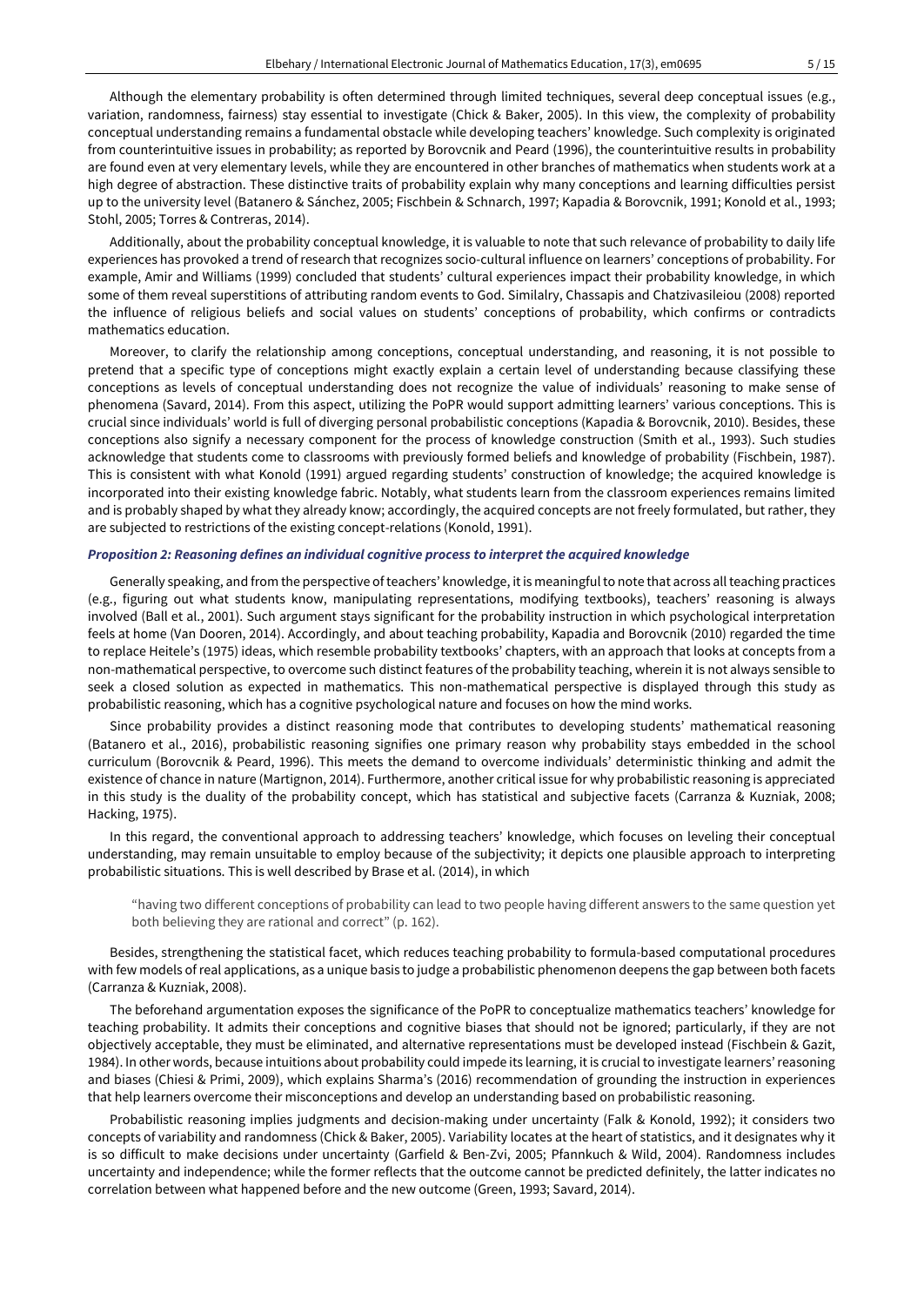Although the elementary probability is often determined through limited techniques, several deep conceptual issues (e.g., variation, randomness, fairness) stay essential to investigate (Chick & Baker, 2005). In this view, the complexity of probability conceptual understanding remains a fundamental obstacle while developing teachers' knowledge. Such complexity is originated from counterintuitive issues in probability; as reported by Borovcnik and Peard (1996), the counterintuitive results in probability are found even at very elementary levels, while they are encountered in other branches of mathematics when students work at a high degree of abstraction. These distinctive traits of probability explain why many conceptions and learning difficulties persist up to the university level (Batanero & Sánchez, 2005; Fischbein & Schnarch, 1997; Kapadia & Borovcnik, 1991; Konold et al., 1993; Stohl, 2005; Torres & Contreras, 2014).

Additionally, about the probability conceptual knowledge, it is valuable to note that such relevance of probability to daily life experiences has provoked a trend of research that recognizes socio-cultural influence on learners' conceptions of probability. For example, Amir and Williams (1999) concluded that students' cultural experiences impact their probability knowledge, in which some of them reveal superstitions of attributing random events to God. Similalry, Chassapis and Chatzivasileiou (2008) reported the influence of religious beliefs and social values on students' conceptions of probability, which confirms or contradicts mathematics education.

Moreover, to clarify the relationship among conceptions, conceptual understanding, and reasoning, it is not possible to pretend that a specific type of conceptions might exactly explain a certain level of understanding because classifying these conceptions as levels of conceptual understanding does not recognize the value of individuals' reasoning to make sense of phenomena (Savard, 2014). From this aspect, utilizing the PoPR would support admitting learners' various conceptions. This is crucial since individuals' world is full of diverging personal probabilistic conceptions (Kapadia & Borovcnik, 2010). Besides, these conceptions also signify a necessary component for the process of knowledge construction (Smith et al., 1993). Such studies acknowledge that students come to classrooms with previously formed beliefs and knowledge of probability (Fischbein, 1987). This is consistent with what Konold (1991) argued regarding students' construction of knowledge; the acquired knowledge is incorporated into their existing knowledge fabric. Notably, what students learn from the classroom experiences remains limited and is probably shaped by what they already know; accordingly, the acquired concepts are not freely formulated, but rather, they are subjected to restrictions of the existing concept-relations (Konold, 1991).

#### *Proposition 2: Reasoning defines an individual cognitive process to interpret the acquired knowledge*

Generally speaking, and from the perspective of teachers' knowledge, it is meaningful to note that across all teaching practices (e.g., figuring out what students know, manipulating representations, modifying textbooks), teachers' reasoning is always involved (Ball et al., 2001). Such argument stays significant for the probability instruction in which psychological interpretation feels at home (Van Dooren, 2014). Accordingly, and about teaching probability, Kapadia and Borovcnik (2010) regarded the time to replace Heitele's (1975) ideas, which resemble probability textbooks' chapters, with an approach that looks at concepts from a non-mathematical perspective, to overcome such distinct features of the probability teaching, wherein it is not always sensible to seek a closed solution as expected in mathematics. This non-mathematical perspective is displayed through this study as probabilistic reasoning, which has a cognitive psychological nature and focuses on how the mind works.

Since probability provides a distinct reasoning mode that contributes to developing students' mathematical reasoning (Batanero et al., 2016), probabilistic reasoning signifies one primary reason why probability stays embedded in the school curriculum (Borovcnik & Peard, 1996). This meets the demand to overcome individuals' deterministic thinking and admit the existence of chance in nature (Martignon, 2014). Furthermore, another critical issue for why probabilistic reasoning is appreciated in this study is the duality of the probability concept, which has statistical and subjective facets (Carranza & Kuzniak, 2008; Hacking, 1975).

In this regard, the conventional approach to addressing teachers' knowledge, which focuses on leveling their conceptual understanding, may remain unsuitable to employ because of the subjectivity; it depicts one plausible approach to interpreting probabilistic situations. This is well described by Brase et al. (2014), in which

> "having two different conceptions of probability can lead to two people having different answers to the same question yet both believing they are rational and correct" (p. 162).

Besides, strengthening the statistical facet, which reduces teaching probability to formula-based computational procedures with few models of real applications, as a unique basis to judge a probabilistic phenomenon deepens the gap between both facets (Carranza & Kuzniak, 2008).

The beforehand argumentation exposes the significance of the PoPR to conceptualize mathematics teachers' knowledge for teaching probability. It admits their conceptions and cognitive biases that should not be ignored; particularly, if they are not objectively acceptable, they must be eliminated, and alternative representations must be developed instead (Fischbein & Gazit, 1984). In other words, because intuitions about probability could impede its learning, it is crucial to investigate learners' reasoning and biases (Chiesi & Primi, 2009), which explains Sharma's (2016) recommendation of grounding the instruction in experiences that help learners overcome their misconceptions and develop an understanding based on probabilistic reasoning.

Probabilistic reasoning implies judgments and decision-making under uncertainty (Falk & Konold, 1992); it considers two concepts of variability and randomness (Chick & Baker, 2005). Variability locates at the heart of statistics, and it designates why it is so difficult to make decisions under uncertainty (Garfield & Ben-Zvi, 2005; Pfannkuch & Wild, 2004). Randomness includes uncertainty and independence; while the former reflects that the outcome cannot be predicted definitely, the latter indicates no correlation between what happened before and the new outcome (Green, 1993; Savard, 2014).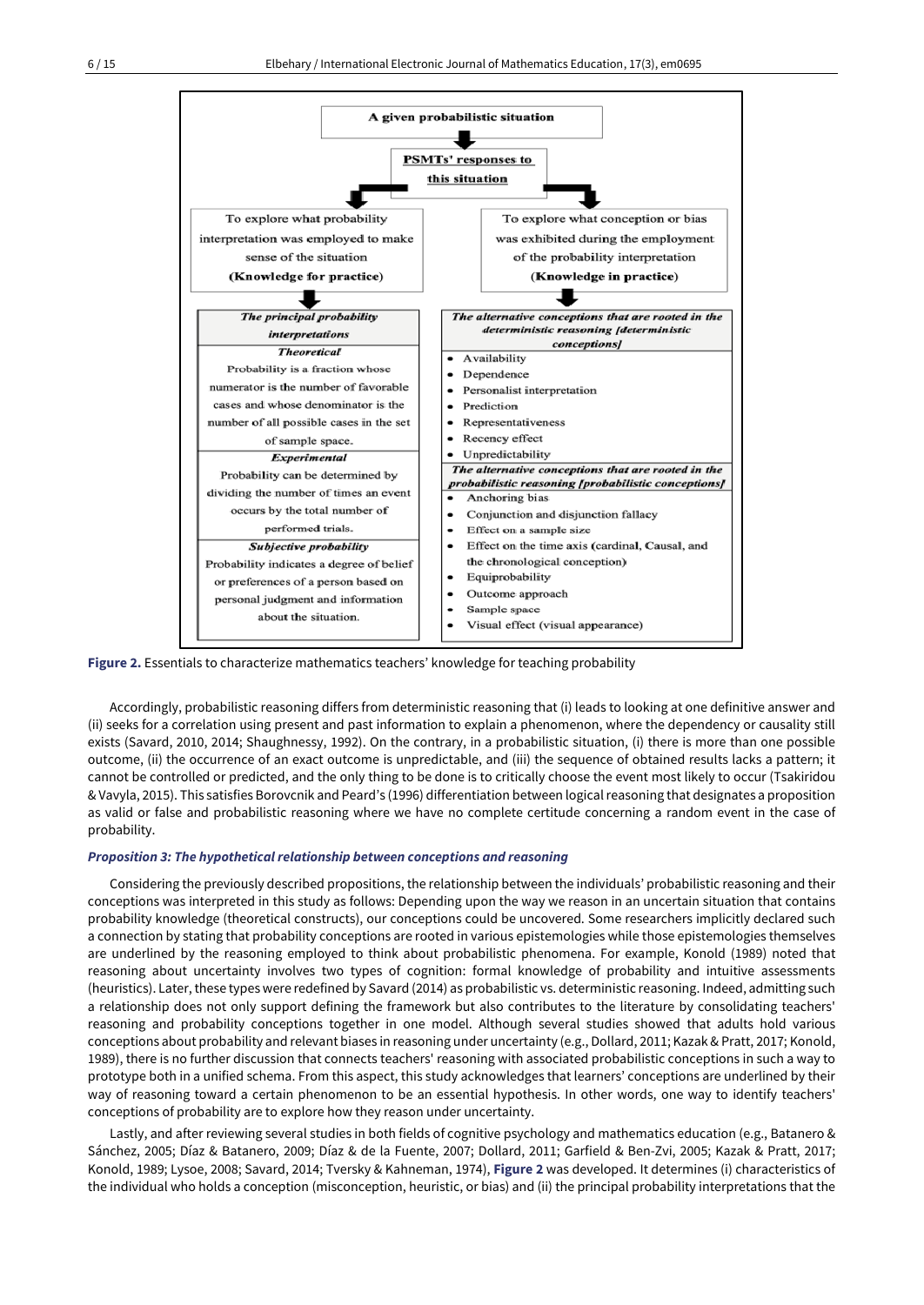A given probabilistic situation

PSMTs' responses to this situation

| To explore what probability interpretation was employed to make sense of the situation **(Knowledge for practice)** | To explore what conception or bias was exhibited during the employment of the probability interpretation **(Knowledge in practice)** |
|---|---|
| ***The principal probability interpretations*** | ***The alternative conceptions that are rooted in the deterministic reasoning [deterministic conceptions]*** |
| ***Theoretical*** Probability is a fraction whose numerator is the number of favorable cases and whose denominator is the number of all possible cases in the set of sample space. | • Availability<br>• Dependence<br>• Personalist interpretation<br>• Prediction<br>• Representativeness<br>• Recency effect<br>• Unpredictability |
| ***Experimental*** Probability can be determined by dividing the number of times an event occurs by the total number of performed trials. | ***The alternative conceptions that are rooted in the probabilistic reasoning [probabilistic conceptions]*** |
| ***Subjective probability*** Probability indicates a degree of belief or preferences of a person based on personal judgment and information about the situation. | • Anchoring bias<br>• Conjunction and disjunction fallacy<br>• Effect on a sample size<br>• Effect on the time axis (cardinal, Causal, and the chronological conception)<br>• Equiprobability<br>• Outcome approach<br>• Sample space<br>• Visual effect (visual appearance) |

**Figure 2.** Essentials to characterize mathematics teachers' knowledge for teaching probability

Accordingly, probabilistic reasoning differs from deterministic reasoning that (i) leads to looking at one definitive answer and (ii) seeks for a correlation using present and past information to explain a phenomenon, where the dependency or causality still exists (Savard, 2010, 2014; Shaughnessy, 1992). On the contrary, in a probabilistic situation, (i) there is more than one possible outcome, (ii) the occurrence of an exact outcome is unpredictable, and (iii) the sequence of obtained results lacks a pattern; it cannot be controlled or predicted, and the only thing to be done is to critically choose the event most likely to occur (Tsakiridou & Vavyla, 2015). This satisfies Borovcnik and Peard's (1996) differentiation between logical reasoning that designates a proposition as valid or false and probabilistic reasoning where we have no complete certitude concerning a random event in the case of probability.

### *Proposition 3: The hypothetical relationship between conceptions and reasoning*

Considering the previously described propositions, the relationship between the individuals' probabilistic reasoning and their conceptions was interpreted in this study as follows: Depending upon the way we reason in an uncertain situation that contains probability knowledge (theoretical constructs), our conceptions could be uncovered. Some researchers implicitly declared such a connection by stating that probability conceptions are rooted in various epistemologies while those epistemologies themselves are underlined by the reasoning employed to think about probabilistic phenomena. For example, Konold (1989) noted that reasoning about uncertainty involves two types of cognition: formal knowledge of probability and intuitive assessments (heuristics). Later, these types were redefined by Savard (2014) as probabilistic vs. deterministic reasoning. Indeed, admitting such a relationship does not only support defining the framework but also contributes to the literature by consolidating teachers' reasoning and probability conceptions together in one model. Although several studies showed that adults hold various conceptions about probability and relevant biases in reasoning under uncertainty (e.g., Dollard, 2011; Kazak & Pratt, 2017; Konold, 1989), there is no further discussion that connects teachers' reasoning with associated probabilistic conceptions in such a way to prototype both in a unified schema. From this aspect, this study acknowledges that learners' conceptions are underlined by their way of reasoning toward a certain phenomenon to be an essential hypothesis. In other words, one way to identify teachers' conceptions of probability are to explore how they reason under uncertainty.

Lastly, and after reviewing several studies in both fields of cognitive psychology and mathematics education (e.g., Batanero & Sánchez, 2005; Díaz & Batanero, 2009; Díaz & de la Fuente, 2007; Dollard, 2011; Garfield & Ben-Zvi, 2005; Kazak & Pratt, 2017; Konold, 1989; Lysoe, 2008; Savard, 2014; Tversky & Kahneman, 1974), **Figure 2** was developed. It determines (i) characteristics of the individual who holds a conception (misconception, heuristic, or bias) and (ii) the principal probability interpretations that the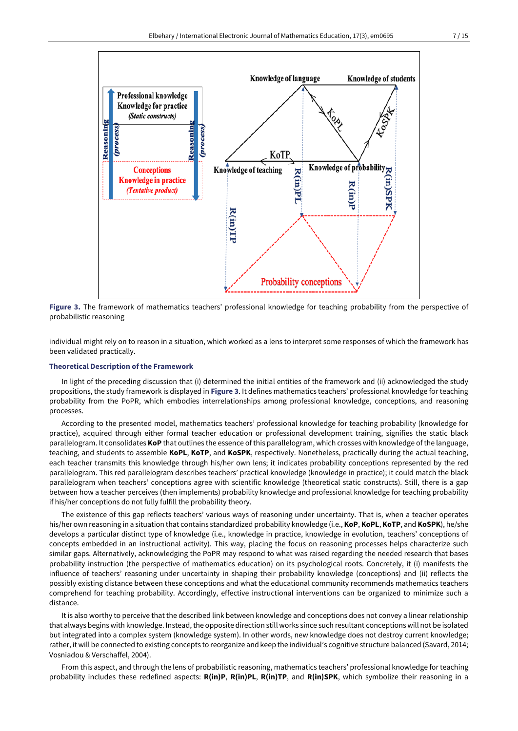**Figure 3.** The framework of mathematics teachers' professional knowledge for teaching probability from the perspective of probabilistic reasoning

individual might rely on to reason in a situation, which worked as a lens to interpret some responses of which the framework has been validated practically.

### Theoretical Description of the Framework

In light of the preceding discussion that (i) determined the initial entities of the framework and (ii) acknowledged the study propositions, the study framework is displayed in **Figure 3**. It defines mathematics teachers' professional knowledge for teaching probability from the PoPR, which embodies interrelationships among professional knowledge, conceptions, and reasoning processes.

According to the presented model, mathematics teachers' professional knowledge for teaching probability (knowledge for practice), acquired through either formal teacher education or professional development training, signifies the static black parallelogram. It consolidates **KoP** that outlines the essence of this parallelogram, which crosses with knowledge of the language, teaching, and students to assemble **KoPL**, **KoTP**, and **KoSPK**, respectively. Nonetheless, practically during the actual teaching, each teacher transmits this knowledge through his/her own lens; it indicates probability conceptions represented by the red parallelogram. This red parallelogram describes teachers' practical knowledge (knowledge in practice); it could match the black parallelogram when teachers' conceptions agree with scientific knowledge (theoretical static constructs). Still, there is a gap between how a teacher perceives (then implements) probability knowledge and professional knowledge for teaching probability if his/her conceptions do not fully fulfill the probability theory.

The existence of this gap reflects teachers' various ways of reasoning under uncertainty. That is, when a teacher operates his/her own reasoning in a situation that contains standardized probability knowledge (i.e., **KoP**, **KoPL**, **KoTP**, and **KoSPK**), he/she develops a particular distinct type of knowledge (i.e., knowledge in practice, knowledge in evolution, teachers' conceptions of concepts embedded in an instructional activity). This way, placing the focus on reasoning processes helps characterize such similar gaps. Alternatively, acknowledging the PoPR may respond to what was raised regarding the needed research that bases probability instruction (the perspective of mathematics education) on its psychological roots. Concretely, it (i) manifests the influence of teachers' reasoning under uncertainty in shaping their probability knowledge (conceptions) and (ii) reflects the possibly existing distance between these conceptions and what the educational community recommends mathematics teachers comprehend for teaching probability. Accordingly, effective instructional interventions can be organized to minimize such a distance.

It is also worthy to perceive that the described link between knowledge and conceptions does not convey a linear relationship that always begins with knowledge. Instead, the opposite direction still works since such resultant conceptions will not be isolated but integrated into a complex system (knowledge system). In other words, new knowledge does not destroy current knowledge; rather, it will be connected to existing concepts to reorganize and keep the individual's cognitive structure balanced (Savard, 2014; Vosniadou & Verschaffel, 2004).

From this aspect, and through the lens of probabilistic reasoning, mathematics teachers' professional knowledge for teaching probability includes these redefined aspects: **R(in)P**, **R(in)PL**, **R(in)TP**, and **R(in)SPK**, which symbolize their reasoning in a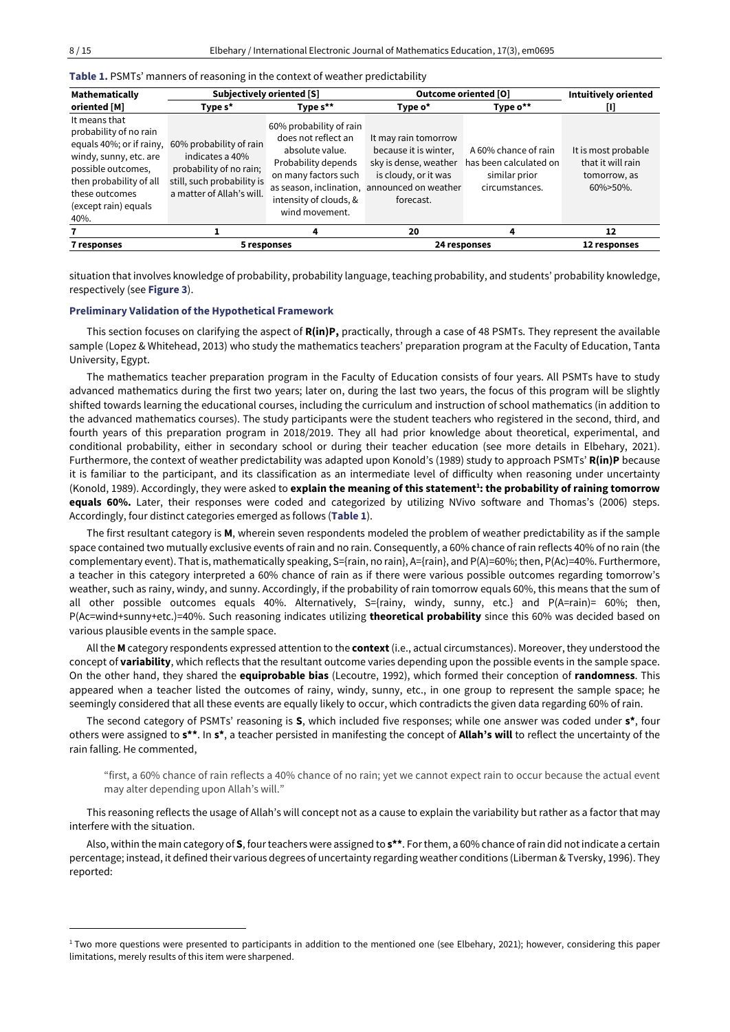**Table 1.** PSMTs' manners of reasoning in the context of weather predictability

| Mathematically oriented [M] | Subjectively oriented [S] | | Outcome oriented [O] | | Intuitively oriented [I] |
|---|---|---|---|---|---|
| | Type s* | Type s** | Type o* | Type o** | |
| It means that probability of no rain equals 40%; or if rainy, windy, sunny, etc. are possible outcomes, then probability of all these outcomes (except rain) equals 40%. | 60% probability of rain indicates a 40% probability of no rain; still, such probability is a matter of Allah's will. | 60% probability of rain does not reflect an absolute value. Probability depends on many factors such as season, inclination, intensity of clouds, & wind movement. | It may rain tomorrow because it is winter, sky is dense, weather is cloudy, or it was announced on weather forecast. | A 60% chance of rain has been calculated on similar prior circumstances. | It is most probable that it will rain tomorrow, as 60%>50%. |
| 7 | 1 | 4 | 20 | 4 | 12 |
| 7 responses | 5 responses | | 24 responses | | 12 responses |

situation that involves knowledge of probability, probability language, teaching probability, and students' probability knowledge, respectively (see **Figure 3**).

### Preliminary Validation of the Hypothetical Framework

This section focuses on clarifying the aspect of **R(in)P,** practically, through a case of 48 PSMTs. They represent the available sample (Lopez & Whitehead, 2013) who study the mathematics teachers' preparation program at the Faculty of Education, Tanta University, Egypt.

The mathematics teacher preparation program in the Faculty of Education consists of four years. All PSMTs have to study advanced mathematics during the first two years; later on, during the last two years, the focus of this program will be slightly shifted towards learning the educational courses, including the curriculum and instruction of school mathematics (in addition to the advanced mathematics courses). The study participants were the student teachers who registered in the second, third, and fourth years of this preparation program in 2018/2019. They all had prior knowledge about theoretical, experimental, and conditional probability, either in secondary school or during their teacher education (see more details in Elbehary, 2021). Furthermore, the context of weather predictability was adapted upon Konold's (1989) study to approach PSMTs' **R(in)P** because it is familiar to the participant, and its classification as an intermediate level of difficulty when reasoning under uncertainty (Konold, 1989). Accordingly, they were asked to **explain the meaning of this statement[1]: the probability of raining tomorrow equals 60%.** Later, their responses were coded and categorized by utilizing NVivo software and Thomas's (2006) steps. Accordingly, four distinct categories emerged as follows (**Table 1**).

The first resultant category is **M**, wherein seven respondents modeled the problem of weather predictability as if the sample space contained two mutually exclusive events of rain and no rain. Consequently, a 60% chance of rain reflects 40% of no rain (the complementary event). That is, mathematically speaking, S={rain, no rain}, A={rain}, and P(A)=60%; then, P(Ac)=40%. Furthermore, a teacher in this category interpreted a 60% chance of rain as if there were various possible outcomes regarding tomorrow's weather, such as rainy, windy, and sunny. Accordingly, if the probability of rain tomorrow equals 60%, this means that the sum of all other possible outcomes equals 40%. Alternatively, S={rainy, windy, sunny, etc.} and P(A=rain)= 60%; then, P(Ac=wind+sunny+etc.)=40%. Such reasoning indicates utilizing **theoretical probability** since this 60% was decided based on various plausible events in the sample space.

All the **M** category respondents expressed attention to the **context** (i.e., actual circumstances). Moreover, they understood the concept of **variability**, which reflects that the resultant outcome varies depending upon the possible events in the sample space. On the other hand, they shared the **equiprobable bias** (Lecoutre, 1992), which formed their conception of **randomness**. This appeared when a teacher listed the outcomes of rainy, windy, sunny, etc., in one group to represent the sample space; he seemingly considered that all these events are equally likely to occur, which contradicts the given data regarding 60% of rain.

The second category of PSMTs' reasoning is **S**, which included five responses; while one answer was coded under **s***, four others were assigned to **s****. In **s***, a teacher persisted in manifesting the concept of **Allah's will** to reflect the uncertainty of the rain falling. He commented,

> "first, a 60% chance of rain reflects a 40% chance of no rain; yet we cannot expect rain to occur because the actual event may alter depending upon Allah's will."

This reasoning reflects the usage of Allah's will concept not as a cause to explain the variability but rather as a factor that may interfere with the situation.

Also, within the main category of **S**, four teachers were assigned to **s****. For them, a 60% chance of rain did not indicate a certain percentage; instead, it defined their various degrees of uncertainty regarding weather conditions (Liberman & Tversky, 1996). They reported:

---

[1] Two more questions were presented to participants in addition to the mentioned one (see Elbehary, 2021); however, considering this paper limitations, merely results of this item were sharpened.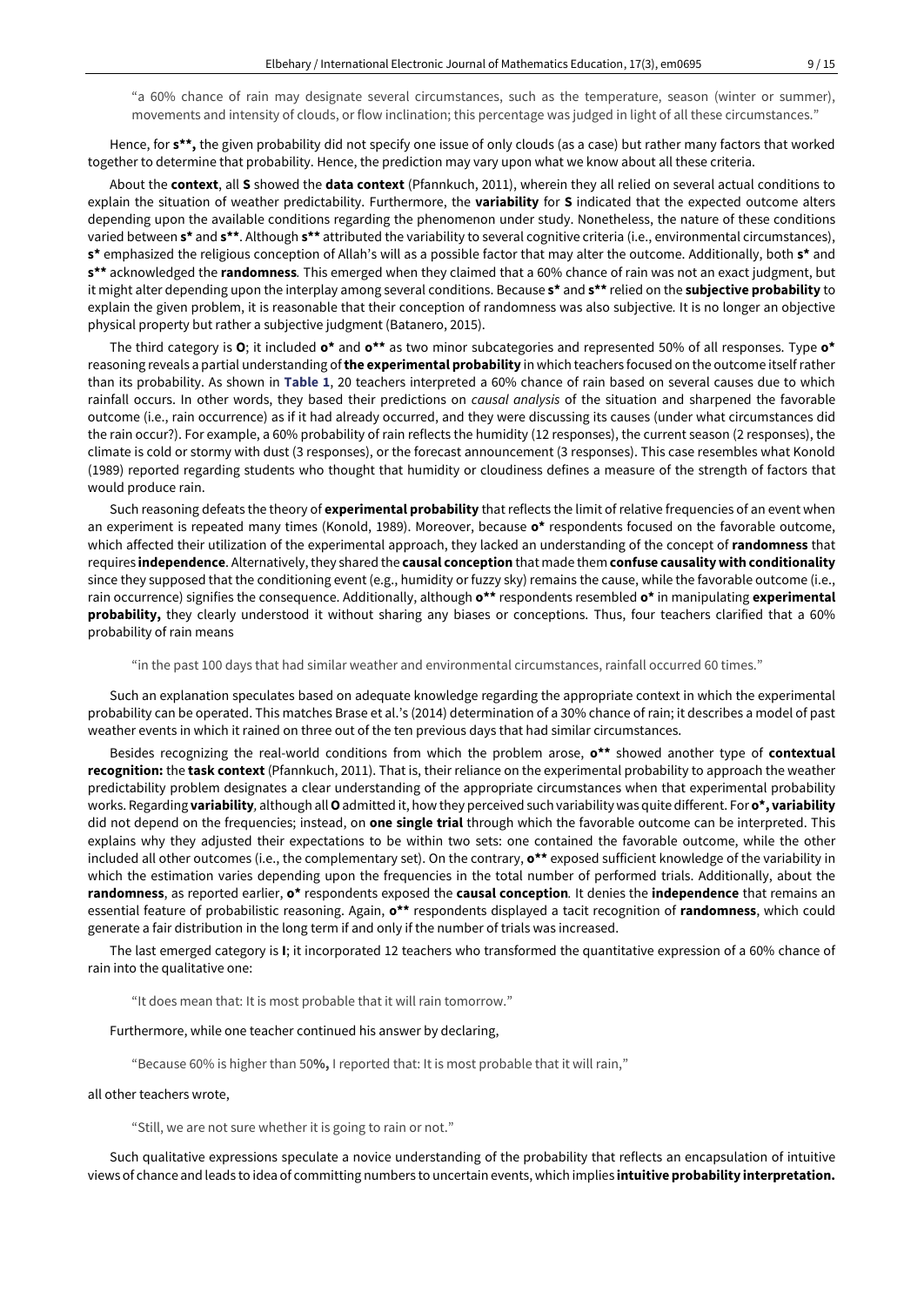> "a 60% chance of rain may designate several circumstances, such as the temperature, season (winter or summer), movements and intensity of clouds, or flow inclination; this percentage was judged in light of all these circumstances."

Hence, for **s\*\*,** the given probability did not specify one issue of only clouds (as a case) but rather many factors that worked together to determine that probability. Hence, the prediction may vary upon what we know about all these criteria.

About the **context**, all **S** showed the **data context** (Pfannkuch, 2011), wherein they all relied on several actual conditions to explain the situation of weather predictability. Furthermore, the **variability** for **S** indicated that the expected outcome alters depending upon the available conditions regarding the phenomenon under study. Nonetheless, the nature of these conditions varied between **s\*** and **s\*\***. Although **s\*\*** attributed the variability to several cognitive criteria (i.e., environmental circumstances), **s\*** emphasized the religious conception of Allah's will as a possible factor that may alter the outcome. Additionally, both **s\*** and **s\*\*** acknowledged the **randomness**. This emerged when they claimed that a 60% chance of rain was not an exact judgment, but it might alter depending upon the interplay among several conditions. Because **s\*** and **s\*\*** relied on the **subjective probability** to explain the given problem, it is reasonable that their conception of randomness was also subjective. It is no longer an objective physical property but rather a subjective judgment (Batanero, 2015).

The third category is **O**; it included **o\*** and **o\*\*** as two minor subcategories and represented 50% of all responses. Type **o\*** reasoning reveals a partial understanding of **the experimental probability** in which teachers focused on the outcome itself rather than its probability. As shown in **Table 1**, 20 teachers interpreted a 60% chance of rain based on several causes due to which rainfall occurs. In other words, they based their predictions on *causal analysis* of the situation and sharpened the favorable outcome (i.e., rain occurrence) as if it had already occurred, and they were discussing its causes (under what circumstances did the rain occur?). For example, a 60% probability of rain reflects the humidity (12 responses), the current season (2 responses), the climate is cold or stormy with dust (3 responses), or the forecast announcement (3 responses). This case resembles what Konold (1989) reported regarding students who thought that humidity or cloudiness defines a measure of the strength of factors that would produce rain.

Such reasoning defeats the theory of **experimental probability** that reflects the limit of relative frequencies of an event when an experiment is repeated many times (Konold, 1989). Moreover, because **o\*** respondents focused on the favorable outcome, which affected their utilization of the experimental approach, they lacked an understanding of the concept of **randomness** that requires **independence**. Alternatively, they shared the **causal conception** that made them **confuse causality with conditionality** since they supposed that the conditioning event (e.g., humidity or fuzzy sky) remains the cause, while the favorable outcome (i.e., rain occurrence) signifies the consequence. Additionally, although **o\*\*** respondents resembled **o\*** in manipulating **experimental probability,** they clearly understood it without sharing any biases or conceptions. Thus, four teachers clarified that a 60% probability of rain means

> "in the past 100 days that had similar weather and environmental circumstances, rainfall occurred 60 times."

Such an explanation speculates based on adequate knowledge regarding the appropriate context in which the experimental probability can be operated. This matches Brase et al.'s (2014) determination of a 30% chance of rain; it describes a model of past weather events in which it rained on three out of the ten previous days that had similar circumstances.

Besides recognizing the real-world conditions from which the problem arose, **o\*\*** showed another type of **contextual recognition:** the **task context** (Pfannkuch, 2011). That is, their reliance on the experimental probability to approach the weather predictability problem designates a clear understanding of the appropriate circumstances when that experimental probability works. Regarding **variability**, although all **O** admitted it, how they perceived such variability was quite different. For **o\*, variability** did not depend on the frequencies; instead, on **one single trial** through which the favorable outcome can be interpreted. This explains why they adjusted their expectations to be within two sets: one contained the favorable outcome, while the other included all other outcomes (i.e., the complementary set). On the contrary, **o\*\*** exposed sufficient knowledge of the variability in which the estimation varies depending upon the frequencies in the total number of performed trials. Additionally, about the **randomness**, as reported earlier, **o\*** respondents exposed the **causal conception**. It denies the **independence** that remains an essential feature of probabilistic reasoning. Again, **o\*\*** respondents displayed a tacit recognition of **randomness**, which could generate a fair distribution in the long term if and only if the number of trials was increased.

The last emerged category is **I**; it incorporated 12 teachers who transformed the quantitative expression of a 60% chance of rain into the qualitative one:

> "It does mean that: It is most probable that it will rain tomorrow."

Furthermore, while one teacher continued his answer by declaring,

> "Because 60% is higher than 50**%,** I reported that: It is most probable that it will rain,"

all other teachers wrote,

> "Still, we are not sure whether it is going to rain or not."

Such qualitative expressions speculate a novice understanding of the probability that reflects an encapsulation of intuitive views of chance and leads to idea of committing numbers to uncertain events, which implies **intuitive probability interpretation.**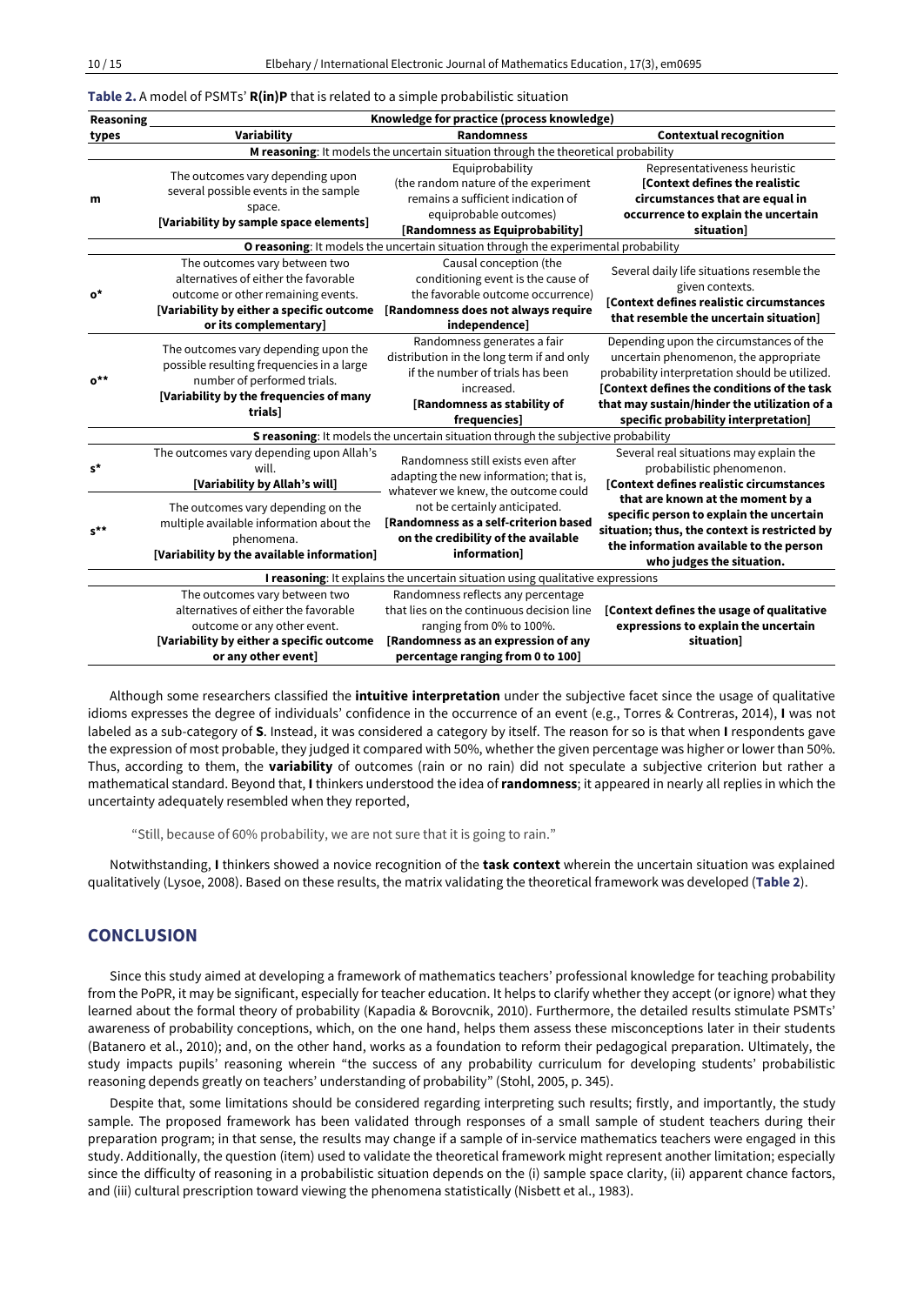**Table 2.** A model of PSMTs' **R(in)P** that is related to a simple probabilistic situation

| Reasoning types | Knowledge for practice (process knowledge) | | |
|---|---|---|---|
| | **Variability** | **Randomness** | **Contextual recognition** |
| **M reasoning**: It models the uncertain situation through the theoretical probability | | | |
| **m** | The outcomes vary depending upon several possible events in the sample space. **[Variability by sample space elements]** | Equiprobability (the random nature of the experiment remains a sufficient indication of equiprobable outcomes) **[Randomness as Equiprobability]** | Representativeness heuristic **[Context defines the realistic circumstances that are equal in occurrence to explain the uncertain situation]** |
| **O reasoning**: It models the uncertain situation through the experimental probability | | | |
| **o*** | The outcomes vary between two alternatives of either the favorable outcome or other remaining events. **[Variability by either a specific outcome or its complementary]** | Causal conception (the conditioning event is the cause of the favorable outcome occurrence) **[Randomness does not always require independence]** | Several daily life situations resemble the given contexts. **[Context defines realistic circumstances that resemble the uncertain situation]** |
| **o**** | The outcomes vary depending upon the possible resulting frequencies in a large number of performed trials. **[Variability by the frequencies of many trials]** | Randomness generates a fair distribution in the long term if and only if the number of trials has been increased. **[Randomness as stability of frequencies]** | Depending upon the circumstances of the uncertain phenomenon, the appropriate probability interpretation should be utilized. **[Context defines the conditions of the task that may sustain/hinder the utilization of a specific probability interpretation]** |
| **S reasoning**: It models the uncertain situation through the subjective probability | | | |
| **s*** | The outcomes vary depending upon Allah's will. **[Variability by Allah's will]** | Randomness still exists even after adapting the new information; that is, whatever we knew, the outcome could not be certainly anticipated. **[Randomness as a self-criterion based on the credibility of the available information]** | Several real situations may explain the probabilistic phenomenon. **[Context defines realistic circumstances that are known at the moment by a specific person to explain the uncertain situation; thus, the context is restricted by the information available to the person who judges the situation.** |
| **s**** | The outcomes vary depending on the multiple available information about the phenomena. **[Variability by the available information]** | | |
| **I reasoning**: It explains the uncertain situation using qualitative expressions | | | |
| | The outcomes vary between two alternatives of either the favorable outcome or any other event. **[Variability by either a specific outcome or any other event]** | Randomness reflects any percentage that lies on the continuous decision line ranging from 0% to 100%. **[Randomness as an expression of any percentage ranging from 0 to 100]** | **[Context defines the usage of qualitative expressions to explain the uncertain situation]** |

Although some researchers classified the **intuitive interpretation** under the subjective facet since the usage of qualitative idioms expresses the degree of individuals' confidence in the occurrence of an event (e.g., Torres & Contreras, 2014), **I** was not labeled as a sub-category of **S**. Instead, it was considered a category by itself. The reason for so is that when **I** respondents gave the expression of most probable, they judged it compared with 50%, whether the given percentage was higher or lower than 50%. Thus, according to them, the **variability** of outcomes (rain or no rain) did not speculate a subjective criterion but rather a mathematical standard. Beyond that, **I** thinkers understood the idea of **randomness**; it appeared in nearly all replies in which the uncertainty adequately resembled when they reported,

> "Still, because of 60% probability, we are not sure that it is going to rain."

Notwithstanding, **I** thinkers showed a novice recognition of the **task context** wherein the uncertain situation was explained qualitatively (Lysoe, 2008). Based on these results, the matrix validating the theoretical framework was developed (**Table 2**).

## CONCLUSION

Since this study aimed at developing a framework of mathematics teachers' professional knowledge for teaching probability from the PoPR, it may be significant, especially for teacher education. It helps to clarify whether they accept (or ignore) what they learned about the formal theory of probability (Kapadia & Borovcnik, 2010). Furthermore, the detailed results stimulate PSMTs' awareness of probability conceptions, which, on the one hand, helps them assess these misconceptions later in their students (Batanero et al., 2010); and, on the other hand, works as a foundation to reform their pedagogical preparation. Ultimately, the study impacts pupils' reasoning wherein "the success of any probability curriculum for developing students' probabilistic reasoning depends greatly on teachers' understanding of probability" (Stohl, 2005, p. 345).

Despite that, some limitations should be considered regarding interpreting such results; firstly, and importantly, the study sample. The proposed framework has been validated through responses of a small sample of student teachers during their preparation program; in that sense, the results may change if a sample of in-service mathematics teachers were engaged in this study. Additionally, the question (item) used to validate the theoretical framework might represent another limitation; especially since the difficulty of reasoning in a probabilistic situation depends on the (i) sample space clarity, (ii) apparent chance factors, and (iii) cultural prescription toward viewing the phenomena statistically (Nisbett et al., 1983).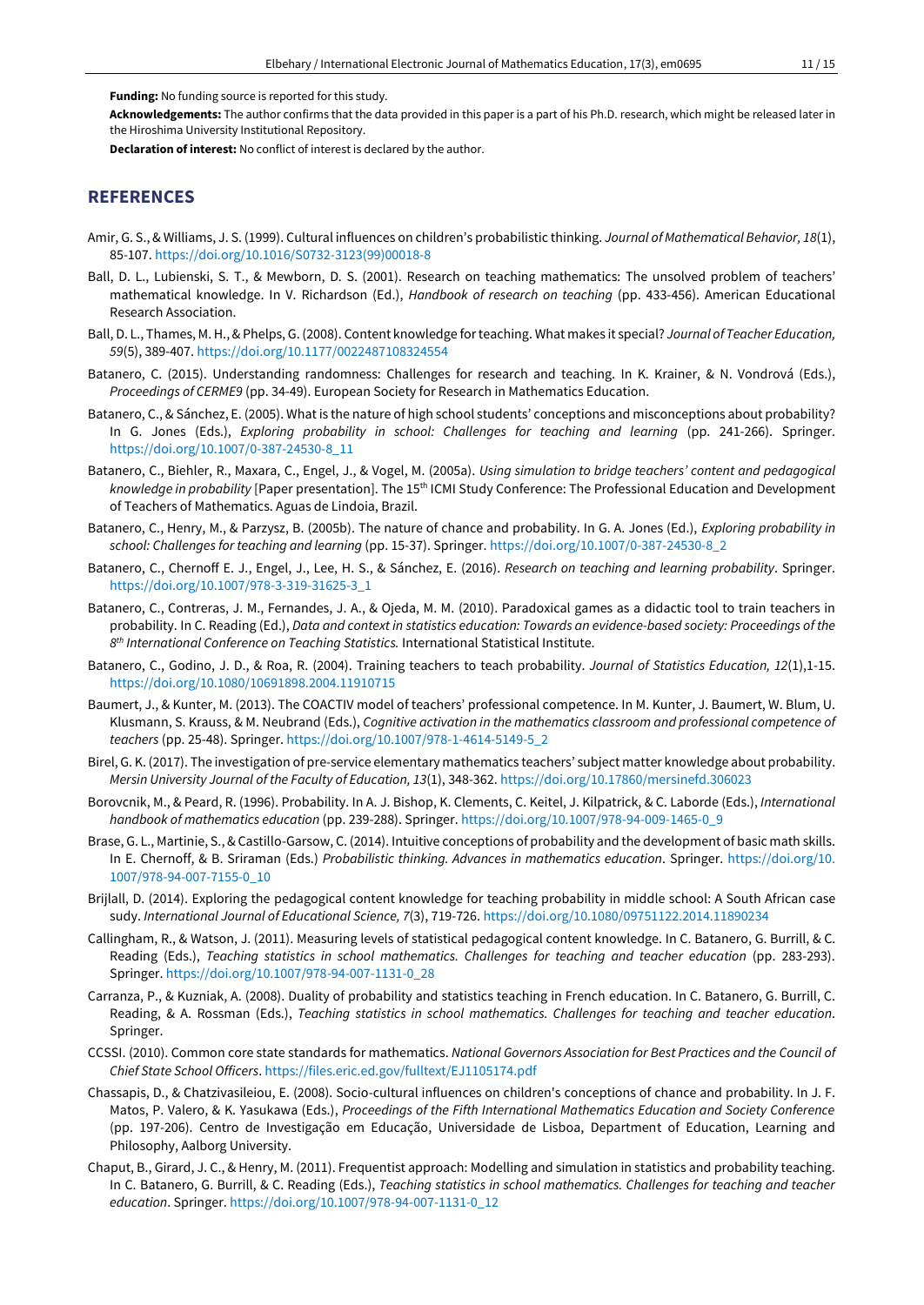**Funding:** No funding source is reported for this study.

**Acknowledgements:** The author confirms that the data provided in this paper is a part of his Ph.D. research, which might be released later in the Hiroshima University Institutional Repository.

**Declaration of interest:** No conflict of interest is declared by the author.

## REFERENCES

Amir, G. S., & Williams, J. S. (1999). Cultural influences on children's probabilistic thinking. *Journal of Mathematical Behavior, 18*(1), 85-107. https://doi.org/10.1016/S0732-3123(99)00018-8

Ball, D. L., Lubienski, S. T., & Mewborn, D. S. (2001). Research on teaching mathematics: The unsolved problem of teachers' mathematical knowledge. In V. Richardson (Ed.), *Handbook of research on teaching* (pp. 433-456). American Educational Research Association.

Ball, D. L., Thames, M. H., & Phelps, G. (2008). Content knowledge for teaching. What makes it special? *Journal of Teacher Education, 59*(5), 389-407. https://doi.org/10.1177/0022487108324554

Batanero, C. (2015). Understanding randomness: Challenges for research and teaching. In K. Krainer, & N. Vondrová (Eds.), *Proceedings of CERME9* (pp. 34-49). European Society for Research in Mathematics Education.

Batanero, C., & Sánchez, E. (2005). What is the nature of high school students' conceptions and misconceptions about probability? In G. Jones (Eds.), *Exploring probability in school: Challenges for teaching and learning* (pp. 241-266). Springer. https://doi.org/10.1007/0-387-24530-8_11

Batanero, C., Biehler, R., Maxara, C., Engel, J., & Vogel, M. (2005a). *Using simulation to bridge teachers' content and pedagogical knowledge in probability* [Paper presentation]. The 15th ICMI Study Conference: The Professional Education and Development of Teachers of Mathematics. Aguas de Lindoia, Brazil.

Batanero, C., Henry, M., & Parzysz, B. (2005b). The nature of chance and probability. In G. A. Jones (Ed.), *Exploring probability in school: Challenges for teaching and learning* (pp. 15-37). Springer. https://doi.org/10.1007/0-387-24530-8_2

Batanero, C., Chernoff E. J., Engel, J., Lee, H. S., & Sánchez, E. (2016). *Research on teaching and learning probability*. Springer. https://doi.org/10.1007/978-3-319-31625-3_1

Batanero, C., Contreras, J. M., Fernandes, J. A., & Ojeda, M. M. (2010). Paradoxical games as a didactic tool to train teachers in probability. In C. Reading (Ed.), *Data and context in statistics education: Towards an evidence-based society: Proceedings of the 8th International Conference on Teaching Statistics.* International Statistical Institute.

Batanero, C., Godino, J. D., & Roa, R. (2004). Training teachers to teach probability. *Journal of Statistics Education, 12*(1),1-15. https://doi.org/10.1080/10691898.2004.11910715

Baumert, J., & Kunter, M. (2013). The COACTIV model of teachers' professional competence. In M. Kunter, J. Baumert, W. Blum, U. Klusmann, S. Krauss, & M. Neubrand (Eds.), *Cognitive activation in the mathematics classroom and professional competence of teachers* (pp. 25-48). Springer. https://doi.org/10.1007/978-1-4614-5149-5_2

Birel, G. K. (2017). The investigation of pre-service elementary mathematics teachers' subject matter knowledge about probability. *Mersin University Journal of the Faculty of Education, 13*(1), 348-362. https://doi.org/10.17860/mersinefd.306023

Borovcnik, M., & Peard, R. (1996). Probability. In A. J. Bishop, K. Clements, C. Keitel, J. Kilpatrick, & C. Laborde (Eds.), *International handbook of mathematics education* (pp. 239-288). Springer. https://doi.org/10.1007/978-94-009-1465-0_9

Brase, G. L., Martinie, S., & Castillo-Garsow, C. (2014). Intuitive conceptions of probability and the development of basic math skills. In E. Chernoff, & B. Sriraman (Eds.) *Probabilistic thinking. Advances in mathematics education*. Springer. https://doi.org/10.1007/978-94-007-7155-0_10

Brijlall, D. (2014). Exploring the pedagogical content knowledge for teaching probability in middle school: A South African case sudy. *International Journal of Educational Science, 7*(3), 719-726. https://doi.org/10.1080/09751122.2014.11890234

Callingham, R., & Watson, J. (2011). Measuring levels of statistical pedagogical content knowledge. In C. Batanero, G. Burrill, & C. Reading (Eds.), *Teaching statistics in school mathematics. Challenges for teaching and teacher education* (pp. 283-293). Springer. https://doi.org/10.1007/978-94-007-1131-0_28

Carranza, P., & Kuzniak, A. (2008). Duality of probability and statistics teaching in French education. In C. Batanero, G. Burrill, C. Reading, & A. Rossman (Eds.), *Teaching statistics in school mathematics. Challenges for teaching and teacher education*. Springer.

CCSSI. (2010). Common core state standards for mathematics. *National Governors Association for Best Practices and the Council of Chief State School Officers*. https://files.eric.ed.gov/fulltext/EJ1105174.pdf

Chassapis, D., & Chatzivasileiou, E. (2008). Socio-cultural influences on children's conceptions of chance and probability. In J. F. Matos, P. Valero, & K. Yasukawa (Eds.), *Proceedings of the Fifth International Mathematics Education and Society Conference* (pp. 197-206). Centro de Investigação em Educação, Universidade de Lisboa, Department of Education, Learning and Philosophy, Aalborg University.

Chaput, B., Girard, J. C., & Henry, M. (2011). Frequentist approach: Modelling and simulation in statistics and probability teaching. In C. Batanero, G. Burrill, & C. Reading (Eds.), *Teaching statistics in school mathematics. Challenges for teaching and teacher education*. Springer. https://doi.org/10.1007/978-94-007-1131-0_12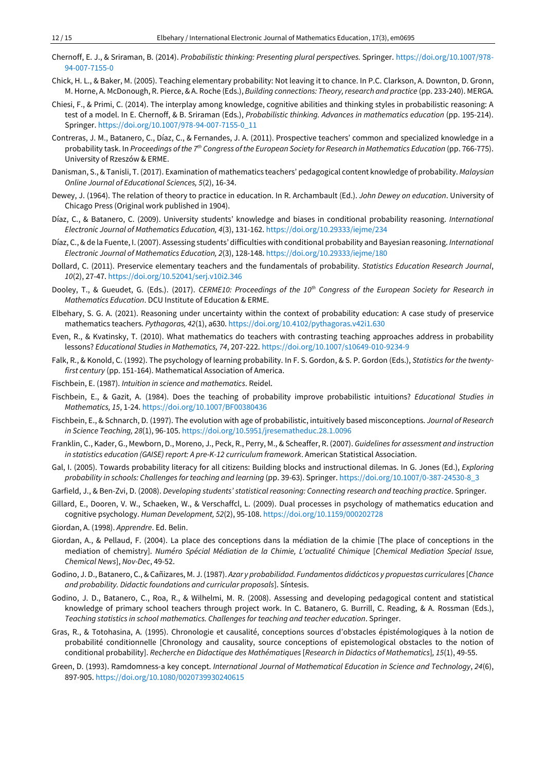Chernoff, E. J., & Sriraman, B. (2014). *Probabilistic thinking: Presenting plural perspectives.* Springer. https://doi.org/10.1007/978-94-007-7155-0

Chick, H. L., & Baker, M. (2005). Teaching elementary probability: Not leaving it to chance. In P.C. Clarkson, A. Downton, D. Gronn, M. Horne, A. McDonough, R. Pierce, & A. Roche (Eds.), *Building connections: Theory, research and practice* (pp. 233-240). MERGA.

Chiesi, F., & Primi, C. (2014). The interplay among knowledge, cognitive abilities and thinking styles in probabilistic reasoning: A test of a model. In E. Chernoff, & B. Sriraman (Eds.), *Probabilistic thinking. Advances in mathematics education* (pp. 195-214). Springer. https://doi.org/10.1007/978-94-007-7155-0_11

Contreras, J. M., Batanero, C., Díaz, C., & Fernandes, J. A. (2011). Prospective teachers' common and specialized knowledge in a probability task. In *Proceedings of the 7th Congress of the European Society for Research in Mathematics Education* (pp. 766-775). University of Rzeszów & ERME.

Danisman, S., & Tanisli, T. (2017). Examination of mathematics teachers' pedagogical content knowledge of probability. *Malaysian Online Journal of Educational Sciences, 5*(2), 16-34.

Dewey, J. (1964). The relation of theory to practice in education. In R. Archambault (Ed.). *John Dewey on education*. University of Chicago Press (Original work published in 1904).

Díaz, C., & Batanero, C. (2009). University students' knowledge and biases in conditional probability reasoning. *International Electronic Journal of Mathematics Education, 4*(3), 131-162. https://doi.org/10.29333/iejme/234

Díaz, C., & de la Fuente, I. (2007). Assessing students' difficulties with conditional probability and Bayesian reasoning. *International Electronic Journal of Mathematics Education, 2*(3), 128-148. https://doi.org/10.29333/iejme/180

Dollard, C. (2011). Preservice elementary teachers and the fundamentals of probability. *Statistics Education Research Journal*, *10*(2), 27-47. https://doi.org/10.52041/serj.v10i2.346

Dooley, T., & Gueudet, G. (Eds.). (2017). *CERME10: Proceedings of the 10th Congress of the European Society for Research in Mathematics Education*. DCU Institute of Education & ERME.

Elbehary, S. G. A. (2021). Reasoning under uncertainty within the context of probability education: A case study of preservice mathematics teachers. *Pythagoras, 42*(1), a630. https://doi.org/10.4102/pythagoras.v42i1.630

Even, R., & Kvatinsky, T. (2010). What mathematics do teachers with contrasting teaching approaches address in probability lessons? *Educational Studies in Mathematics, 74*, 207-222. https://doi.org/10.1007/s10649-010-9234-9

Falk, R., & Konold, C. (1992). The psychology of learning probability. In F. S. Gordon, & S. P. Gordon (Eds.), *Statistics for the twenty-first century* (pp. 151-164). Mathematical Association of America.

Fischbein, E. (1987). *Intuition in science and mathematics*. Reidel.

Fischbein, E., & Gazit, A. (1984). Does the teaching of probability improve probabilistic intuitions? *Educational Studies in Mathematics, 15*, 1-24. https://doi.org/10.1007/BF00380436

Fischbein, E., & Schnarch, D. (1997). The evolution with age of probabilistic, intuitively based misconceptions. *Journal of Research in Science Teaching, 28*(1), 96-105. https://doi.org/10.5951/jresematheduc.28.1.0096

Franklin, C., Kader, G., Mewborn, D., Moreno, J., Peck, R., Perry, M., & Scheaffer, R. (2007). *Guidelines for assessment and instruction in statistics education (GAISE) report: A pre-K-12 curriculum framework*. American Statistical Association.

Gal, I. (2005). Towards probability literacy for all citizens: Building blocks and instructional dilemas. In G. Jones (Ed.), *Exploring probability in schools: Challenges for teaching and learning* (pp. 39-63). Springer. https://doi.org/10.1007/0-387-24530-8_3

Garfield, J., & Ben-Zvi, D. (2008). *Developing students' statistical reasoning: Connecting research and teaching practice*. Springer.

Gillard, E., Dooren, V. W., Schaeken, W., & Verschaffcl, L. (2009). Dual processes in psychology of mathematics education and cognitive psychology. *Human Development, 52*(2), 95-108. https://doi.org/10.1159/000202728

Giordan, A. (1998). *Apprendre*. Ed. Belin.

Giordan, A., & Pellaud, F. (2004). La place des conceptions dans la médiation de la chimie [The place of conceptions in the mediation of chemistry]. *Numéro Spécial Médiation de la Chimie, L'actualité Chimique* [*Chemical Mediation Special Issue, Chemical News*], *Nov-Dec*, 49-52.

Godino, J. D., Batanero, C., & Cañizares, M. J. (1987). *Azar y probabilidad. Fundamentos didácticos y propuestas curriculares* [*Chance and probability. Didactic foundations and curricular proposals*]. Síntesis.

Godino, J. D., Batanero, C., Roa, R., & Wilhelmi, M. R. (2008). Assessing and developing pedagogical content and statistical knowledge of primary school teachers through project work. In C. Batanero, G. Burrill, C. Reading, & A. Rossman (Eds.), *Teaching statistics in school mathematics. Challenges for teaching and teacher education*. Springer.

Gras, R., & Totohasina, A. (1995). Chronologie et causalité, conceptions sources d'obstacles épistémologiques à la notion de probabilité conditionnelle [Chronology and causality, source conceptions of epistemological obstacles to the notion of conditional probability]. *Recherche en Didactique des Mathématiques* [*Research in Didactics of Mathematics*]*, 15*(1), 49-55.

Green, D. (1993). Ramdomness-a key concept. *International Journal of Mathematical Education in Science and Technology*, *24*(6), 897-905. https://doi.org/10.1080/0020739930240615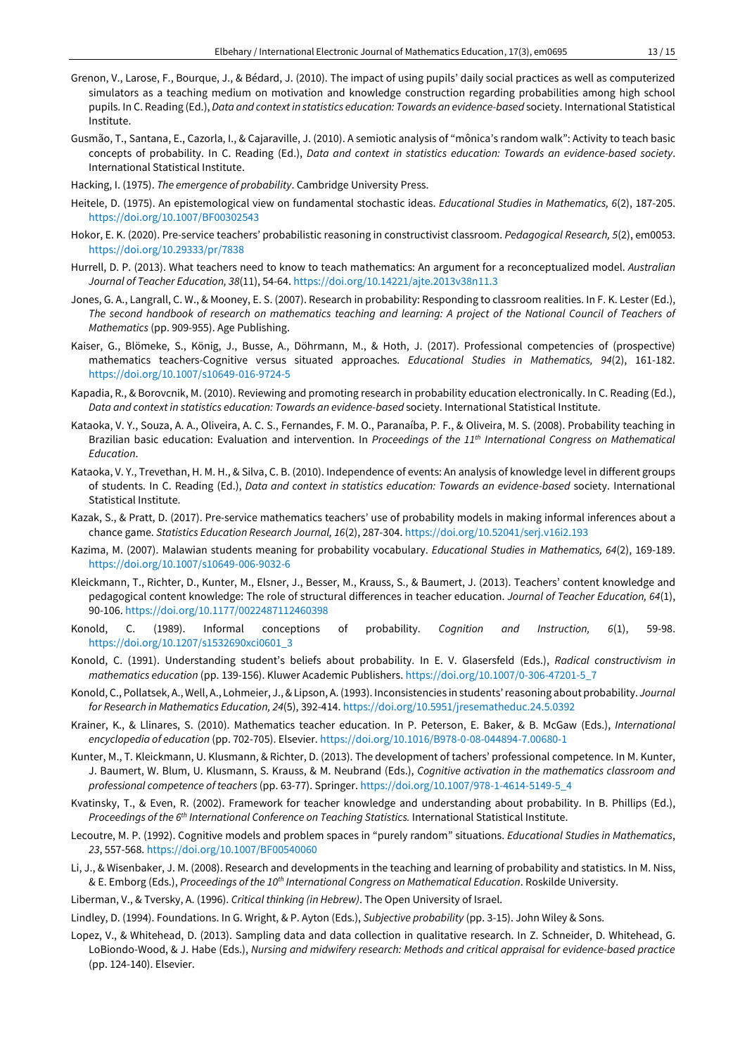Grenon, V., Larose, F., Bourque, J., & Bédard, J. (2010). The impact of using pupils' daily social practices as well as computerized simulators as a teaching medium on motivation and knowledge construction regarding probabilities among high school pupils. In C. Reading (Ed.), *Data and context in statistics education: Towards an evidence-based* society. International Statistical Institute.

Gusmão, T., Santana, E., Cazorla, I., & Cajaraville, J. (2010). A semiotic analysis of "mônica's random walk": Activity to teach basic concepts of probability. In C. Reading (Ed.), *Data and context in statistics education: Towards an evidence-based society*. International Statistical Institute.

Hacking, I. (1975). *The emergence of probability*. Cambridge University Press.

Heitele, D. (1975). An epistemological view on fundamental stochastic ideas. *Educational Studies in Mathematics, 6*(2), 187-205. https://doi.org/10.1007/BF00302543

Hokor, E. K. (2020). Pre-service teachers' probabilistic reasoning in constructivist classroom. *Pedagogical Research, 5*(2), em0053. https://doi.org/10.29333/pr/7838

Hurrell, D. P. (2013). What teachers need to know to teach mathematics: An argument for a reconceptualized model. *Australian Journal of Teacher Education, 38*(11), 54-64. https://doi.org/10.14221/ajte.2013v38n11.3

Jones, G. A., Langrall, C. W., & Mooney, E. S. (2007). Research in probability: Responding to classroom realities. In F. K. Lester (Ed.), *The second handbook of research on mathematics teaching and learning: A project of the National Council of Teachers of Mathematics* (pp. 909-955). Age Publishing.

Kaiser, G., Blömeke, S., König, J., Busse, A., Döhrmann, M., & Hoth, J. (2017). Professional competencies of (prospective) mathematics teachers-Cognitive versus situated approaches. *Educational Studies in Mathematics, 94*(2), 161-182. https://doi.org/10.1007/s10649-016-9724-5

Kapadia, R., & Borovcnik, M. (2010). Reviewing and promoting research in probability education electronically. In C. Reading (Ed.), *Data and context in statistics education: Towards an evidence-based* society. International Statistical Institute.

Kataoka, V. Y., Souza, A. A., Oliveira, A. C. S., Fernandes, F. M. O., Paranaíba, P. F., & Oliveira, M. S. (2008). Probability teaching in Brazilian basic education: Evaluation and intervention. In *Proceedings of the 11th International Congress on Mathematical Education*.

Kataoka, V. Y., Trevethan, H. M. H., & Silva, C. B. (2010). Independence of events: An analysis of knowledge level in different groups of students. In C. Reading (Ed.), *Data and context in statistics education: Towards an evidence-based* society. International Statistical Institute.

Kazak, S., & Pratt, D. (2017). Pre-service mathematics teachers' use of probability models in making informal inferences about a chance game. *Statistics Education Research Journal, 16*(2), 287-304. https://doi.org/10.52041/serj.v16i2.193

Kazima, M. (2007). Malawian students meaning for probability vocabulary. *Educational Studies in Mathematics, 64*(2), 169-189. https://doi.org/10.1007/s10649-006-9032-6

Kleickmann, T., Richter, D., Kunter, M., Elsner, J., Besser, M., Krauss, S., & Baumert, J. (2013). Teachers' content knowledge and pedagogical content knowledge: The role of structural differences in teacher education. *Journal of Teacher Education, 64*(1), 90-106. https://doi.org/10.1177/0022487112460398

Konold, C. (1989). Informal conceptions of probability. *Cognition and Instruction, 6*(1), 59-98. https://doi.org/10.1207/s1532690xci0601_3

Konold, C. (1991). Understanding student's beliefs about probability. In E. V. Glasersfeld (Eds.), *Radical constructivism in mathematics education* (pp. 139-156). Kluwer Academic Publishers. https://doi.org/10.1007/0-306-47201-5_7

Konold, C., Pollatsek, A., Well, A., Lohmeier, J., & Lipson, A. (1993). Inconsistencies in students' reasoning about probability. *Journal for Research in Mathematics Education, 24*(5), 392-414. https://doi.org/10.5951/jresematheduc.24.5.0392

Krainer, K., & Llinares, S. (2010). Mathematics teacher education. In P. Peterson, E. Baker, & B. McGaw (Eds.), *International encyclopedia of education* (pp. 702-705). Elsevier. https://doi.org/10.1016/B978-0-08-044894-7.00680-1

Kunter, M., T. Kleickmann, U. Klusmann, & Richter, D. (2013). The development of tachers' professional competence. In M. Kunter, J. Baumert, W. Blum, U. Klusmann, S. Krauss, & M. Neubrand (Eds.), *Cognitive activation in the mathematics classroom and professional competence of teachers* (pp. 63-77). Springer. https://doi.org/10.1007/978-1-4614-5149-5_4

Kvatinsky, T., & Even, R. (2002). Framework for teacher knowledge and understanding about probability. In B. Phillips (Ed.), *Proceedings of the 6th International Conference on Teaching Statistics.* International Statistical Institute.

Lecoutre, M. P. (1992). Cognitive models and problem spaces in "purely random" situations. *Educational Studies in Mathematics*, *23*, 557-568. https://doi.org/10.1007/BF00540060

Li, J., & Wisenbaker, J. M. (2008). Research and developments in the teaching and learning of probability and statistics. In M. Niss, & E. Emborg (Eds.), *Proceedings of the 10th International Congress on Mathematical Education*. Roskilde University.

Liberman, V., & Tversky, A. (1996). *Critical thinking (in Hebrew)*. The Open University of Israel.

Lindley, D. (1994). Foundations. In G. Wright, & P. Ayton (Eds.), *Subjective probability* (pp. 3-15). John Wiley & Sons.

Lopez, V., & Whitehead, D. (2013). Sampling data and data collection in qualitative research. In Z. Schneider, D. Whitehead, G. LoBiondo-Wood, & J. Habe (Eds.), *Nursing and midwifery research: Methods and critical appraisal for evidence-based practice* (pp. 124-140). Elsevier.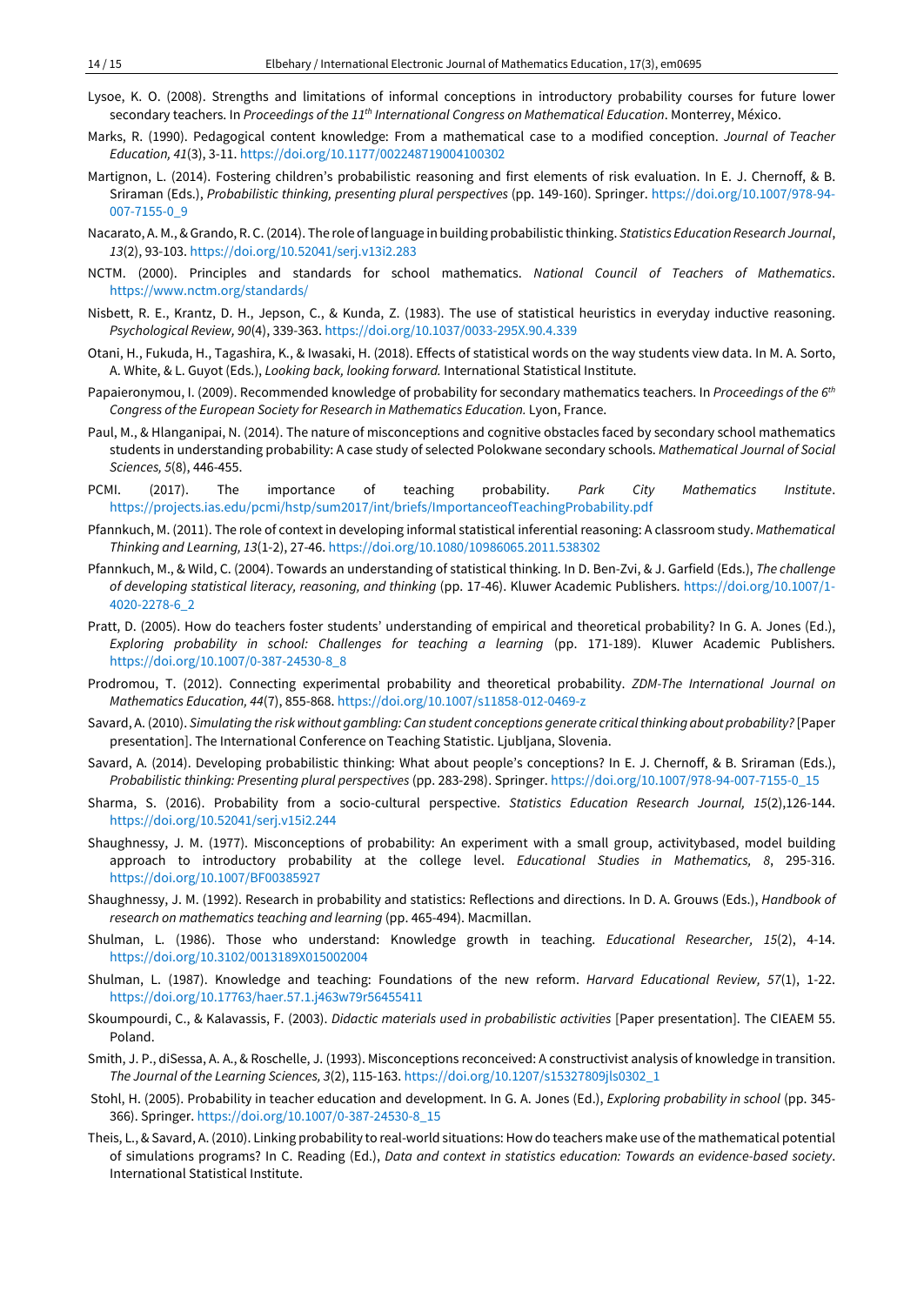Lysoe, K. O. (2008). Strengths and limitations of informal conceptions in introductory probability courses for future lower secondary teachers. In *Proceedings of the 11th International Congress on Mathematical Education*. Monterrey, México.

Marks, R. (1990). Pedagogical content knowledge: From a mathematical case to a modified conception. *Journal of Teacher Education, 41*(3), 3-11. https://doi.org/10.1177/002248719004100302

Martignon, L. (2014). Fostering children's probabilistic reasoning and first elements of risk evaluation. In E. J. Chernoff, & B. Sriraman (Eds.), *Probabilistic thinking, presenting plural perspectives* (pp. 149-160). Springer. https://doi.org/10.1007/978-94-007-7155-0_9

Nacarato, A. M., & Grando, R. C. (2014). The role of language in building probabilistic thinking. *Statistics Education Research Journal*, *13*(2), 93-103. https://doi.org/10.52041/serj.v13i2.283

NCTM. (2000). Principles and standards for school mathematics. *National Council of Teachers of Mathematics*. https://www.nctm.org/standards/

Nisbett, R. E., Krantz, D. H., Jepson, C., & Kunda, Z. (1983). The use of statistical heuristics in everyday inductive reasoning. *Psychological Review, 90*(4), 339-363. https://doi.org/10.1037/0033-295X.90.4.339

Otani, H., Fukuda, H., Tagashira, K., & Iwasaki, H. (2018). Effects of statistical words on the way students view data. In M. A. Sorto, A. White, & L. Guyot (Eds.), *Looking back, looking forward.* International Statistical Institute.

Papaieronymou, I. (2009). Recommended knowledge of probability for secondary mathematics teachers. In *Proceedings of the 6th Congress of the European Society for Research in Mathematics Education.* Lyon, France.

Paul, M., & Hlanganipai, N. (2014). The nature of misconceptions and cognitive obstacles faced by secondary school mathematics students in understanding probability: A case study of selected Polokwane secondary schools. *Mathematical Journal of Social Sciences, 5*(8), 446-455.

PCMI. (2017). The importance of teaching probability. *Park City Mathematics Institute*. https://projects.ias.edu/pcmi/hstp/sum2017/int/briefs/ImportanceofTeachingProbability.pdf

Pfannkuch, M. (2011). The role of context in developing informal statistical inferential reasoning: A classroom study. *Mathematical Thinking and Learning, 13*(1-2), 27-46. https://doi.org/10.1080/10986065.2011.538302

Pfannkuch, M., & Wild, C. (2004). Towards an understanding of statistical thinking. In D. Ben-Zvi, & J. Garfield (Eds.), *The challenge of developing statistical literacy, reasoning, and thinking* (pp. 17-46). Kluwer Academic Publishers. https://doi.org/10.1007/1-4020-2278-6_2

Pratt, D. (2005). How do teachers foster students' understanding of empirical and theoretical probability? In G. A. Jones (Ed.), *Exploring probability in school: Challenges for teaching a learning* (pp. 171-189). Kluwer Academic Publishers. https://doi.org/10.1007/0-387-24530-8_8

Prodromou, T. (2012). Connecting experimental probability and theoretical probability. *ZDM-The International Journal on Mathematics Education, 44*(7), 855-868. https://doi.org/10.1007/s11858-012-0469-z

Savard, A. (2010). *Simulating the risk without gambling: Can student conceptions generate critical thinking about probability?* [Paper presentation]. The International Conference on Teaching Statistic. Ljubljana, Slovenia.

Savard, A. (2014). Developing probabilistic thinking: What about people's conceptions? In E. J. Chernoff, & B. Sriraman (Eds.), *Probabilistic thinking: Presenting plural perspectives* (pp. 283-298). Springer. https://doi.org/10.1007/978-94-007-7155-0_15

Sharma, S. (2016). Probability from a socio-cultural perspective. *Statistics Education Research Journal, 15*(2),126-144. https://doi.org/10.52041/serj.v15i2.244

Shaughnessy, J. M. (1977). Misconceptions of probability: An experiment with a small group, activitybased, model building approach to introductory probability at the college level. *Educational Studies in Mathematics, 8*, 295-316. https://doi.org/10.1007/BF00385927

Shaughnessy, J. M. (1992). Research in probability and statistics: Reflections and directions. In D. A. Grouws (Eds.), *Handbook of research on mathematics teaching and learning* (pp. 465-494). Macmillan.

Shulman, L. (1986). Those who understand: Knowledge growth in teaching. *Educational Researcher, 15*(2), 4-14. https://doi.org/10.3102/0013189X015002004

Shulman, L. (1987). Knowledge and teaching: Foundations of the new reform. *Harvard Educational Review, 57*(1), 1-22. https://doi.org/10.17763/haer.57.1.j463w79r56455411

Skoumpourdi, C., & Kalavassis, F. (2003). *Didactic materials used in probabilistic activities* [Paper presentation]. The CIEAEM 55. Poland.

Smith, J. P., diSessa, A. A., & Roschelle, J. (1993). Misconceptions reconceived: A constructivist analysis of knowledge in transition. *The Journal of the Learning Sciences, 3*(2), 115-163. https://doi.org/10.1207/s15327809jls0302_1

Stohl, H. (2005). Probability in teacher education and development. In G. A. Jones (Ed.), *Exploring probability in school* (pp. 345-366). Springer. https://doi.org/10.1007/0-387-24530-8_15

Theis, L., & Savard, A. (2010). Linking probability to real-world situations: How do teachers make use of the mathematical potential of simulations programs? In C. Reading (Ed.), *Data and context in statistics education: Towards an evidence-based society*. International Statistical Institute.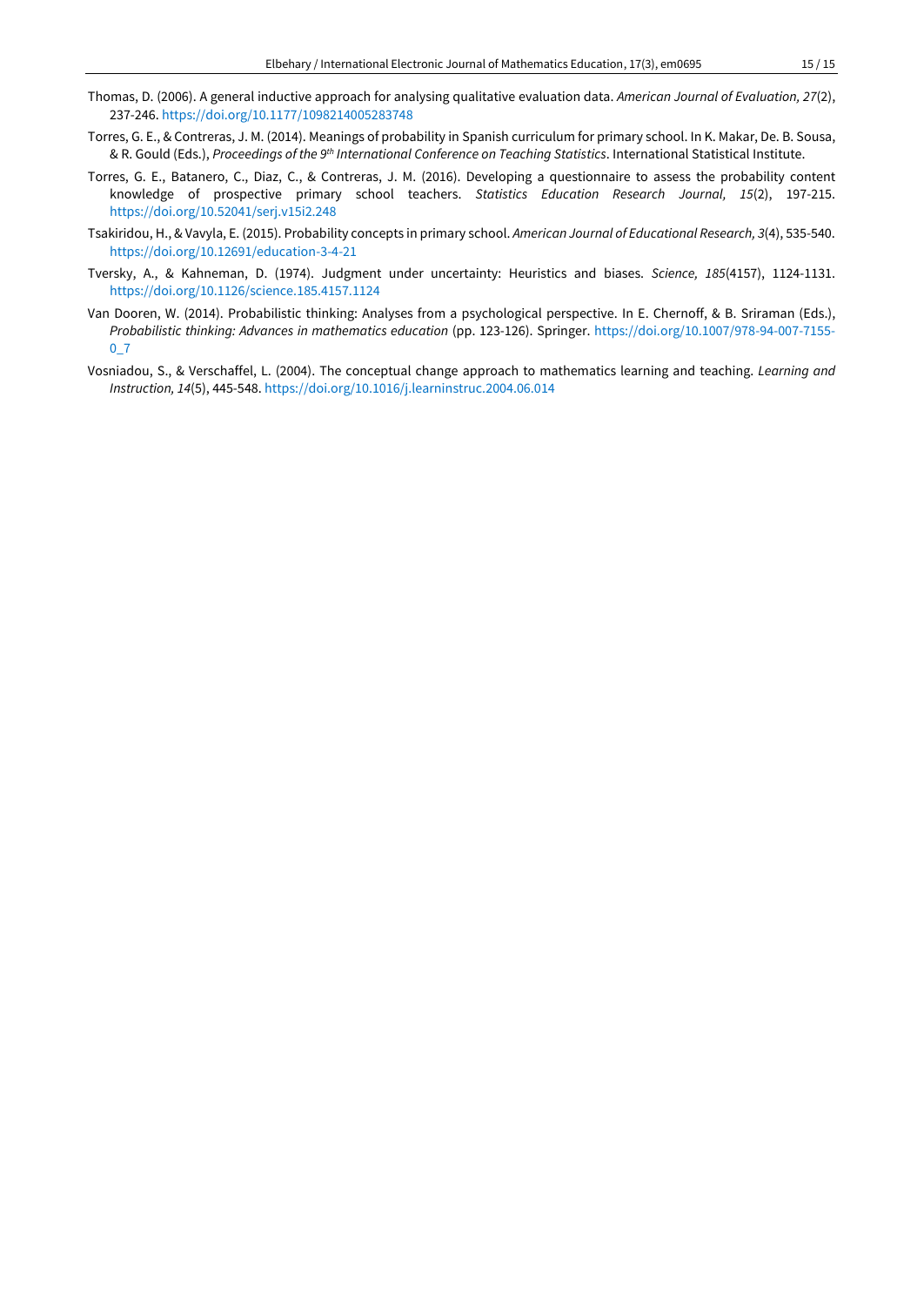Thomas, D. (2006). A general inductive approach for analysing qualitative evaluation data. *American Journal of Evaluation, 27*(2), 237-246. https://doi.org/10.1177/1098214005283748

Torres, G. E., & Contreras, J. M. (2014). Meanings of probability in Spanish curriculum for primary school. In K. Makar, De. B. Sousa, & R. Gould (Eds.), *Proceedings of the 9th International Conference on Teaching Statistics*. International Statistical Institute.

Torres, G. E., Batanero, C., Diaz, C., & Contreras, J. M. (2016). Developing a questionnaire to assess the probability content knowledge of prospective primary school teachers. *Statistics Education Research Journal, 15*(2), 197-215. https://doi.org/10.52041/serj.v15i2.248

Tsakiridou, H., & Vavyla, E. (2015). Probability concepts in primary school. *American Journal of Educational Research, 3*(4), 535-540. https://doi.org/10.12691/education-3-4-21

Tversky, A., & Kahneman, D. (1974). Judgment under uncertainty: Heuristics and biases. *Science, 185*(4157), 1124-1131. https://doi.org/10.1126/science.185.4157.1124

Van Dooren, W. (2014). Probabilistic thinking: Analyses from a psychological perspective. In E. Chernoff, & B. Sriraman (Eds.), *Probabilistic thinking: Advances in mathematics education* (pp. 123-126). Springer. https://doi.org/10.1007/978-94-007-7155-0_7

Vosniadou, S., & Verschaffel, L. (2004). The conceptual change approach to mathematics learning and teaching. *Learning and Instruction, 14*(5), 445-548. https://doi.org/10.1016/j.learninstruc.2004.06.014